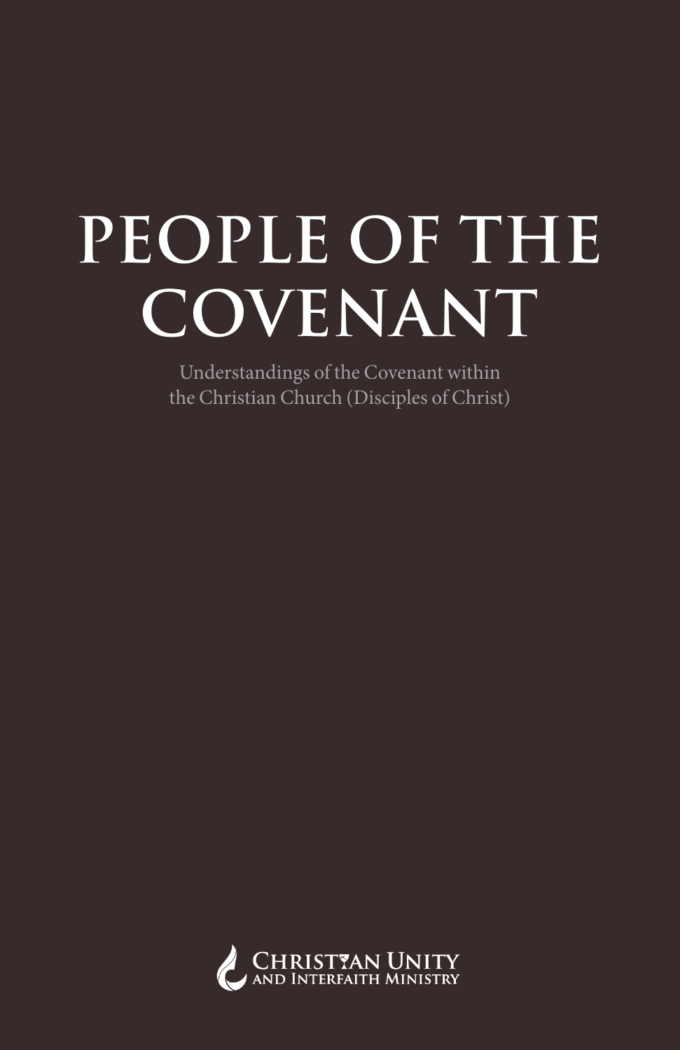# PEOPLE OF THE COVENANT

Understandings of the Covenant within the Christian Church (Disciples of Christ)

Christian Unity and Interfaith Ministry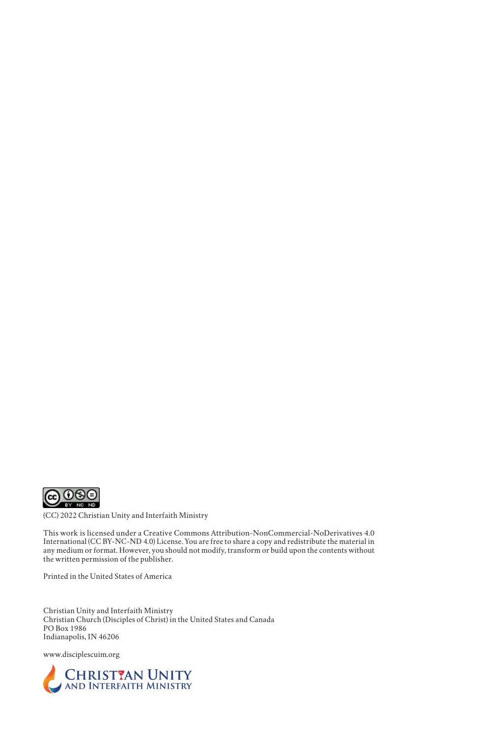(CC) 2022 Christian Unity and Interfaith Ministry

This work is licensed under a Creative Commons Attribution-NonCommercial-NoDerivatives 4.0 International (CC BY-NC-ND 4.0) License. You are free to share a copy and redistribute the material in any medium or format. However, you should not modify, transform or build upon the contents without the written permission of the publisher.

Printed in the United States of America

Christian Unity and Interfaith Ministry
Christian Church (Disciples of Christ) in the United States and Canada
PO Box 1986
Indianapolis, IN 46206

www.disciplescuim.org

CHRISTIAN UNITY AND INTERFAITH MINISTRY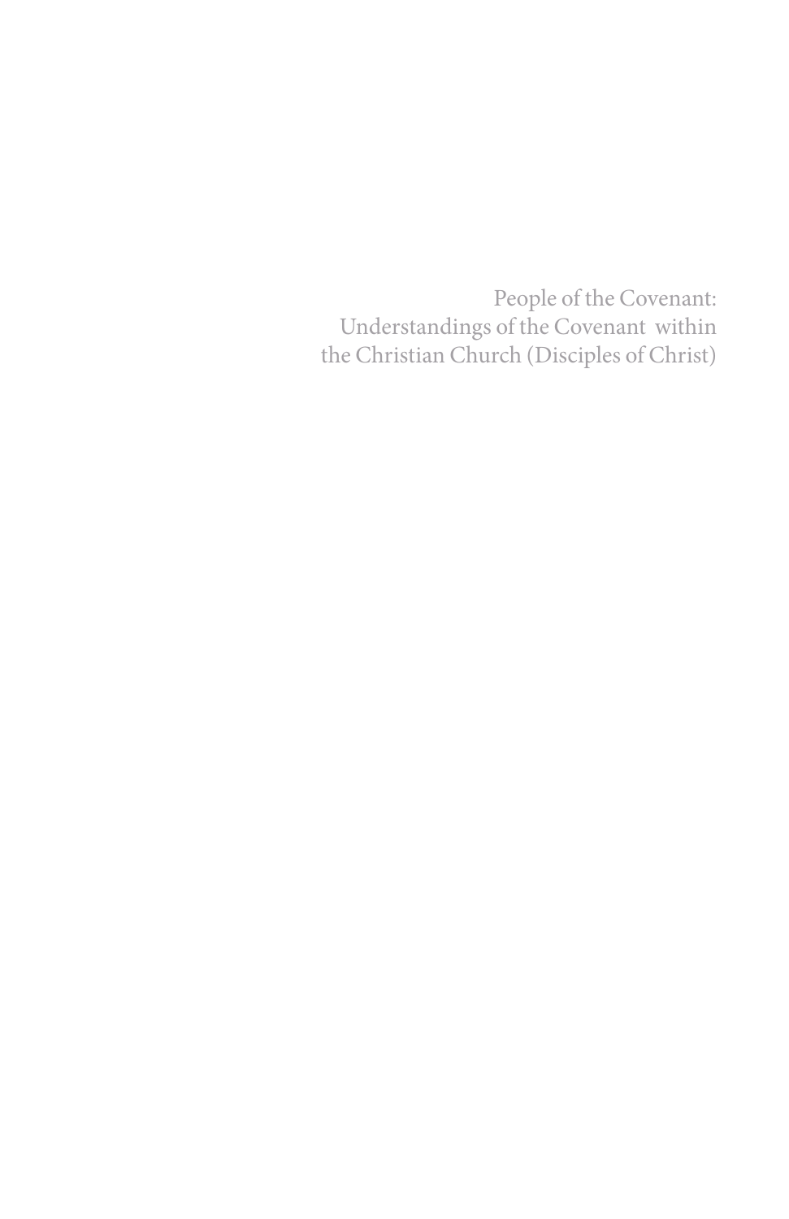People of the Covenant:
Understandings of the Covenant within
the Christian Church (Disciples of Christ)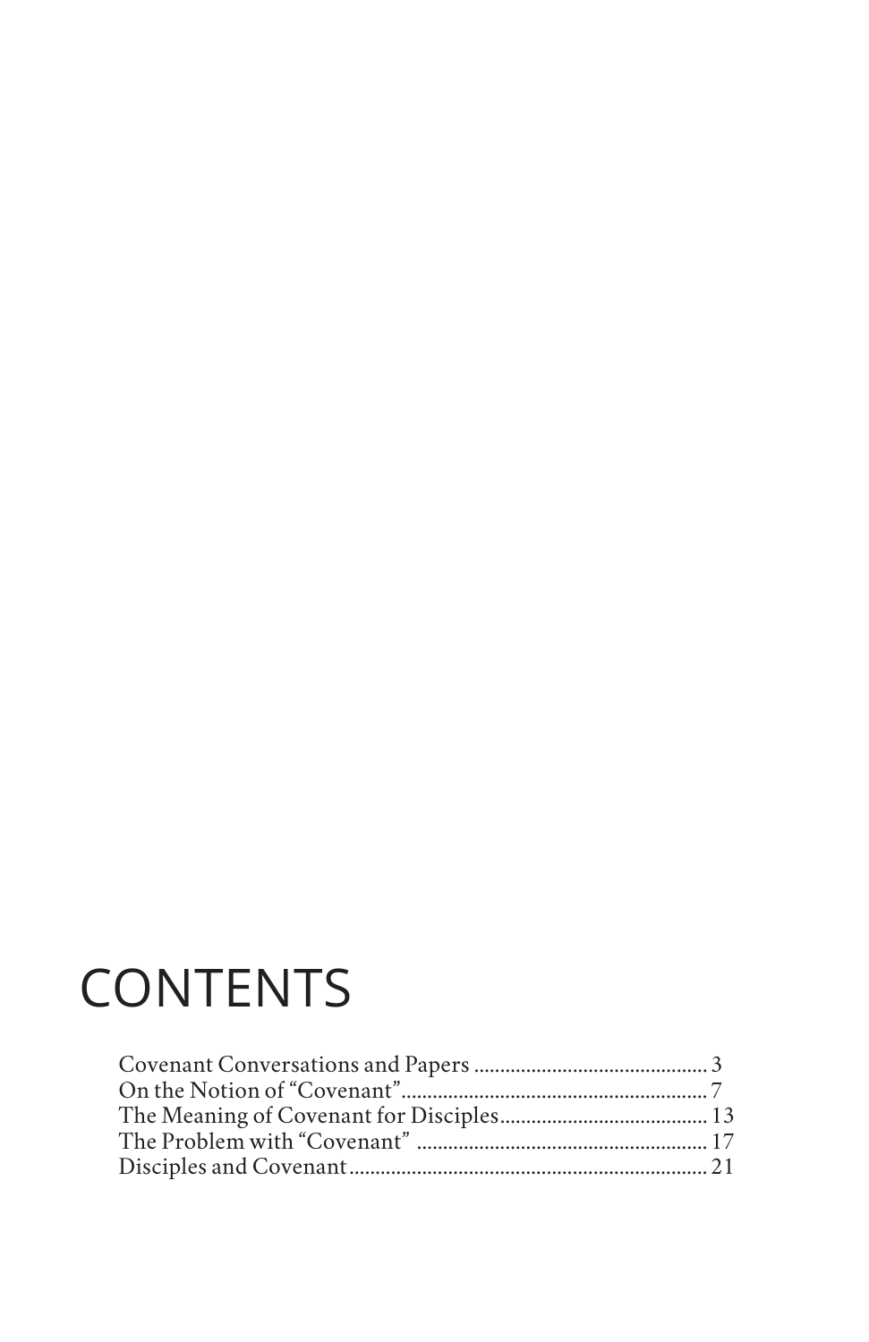# CONTENTS

Covenant Conversations and Papers ............................................ 3
On the Notion of "Covenant"........................................................ 7
The Meaning of Covenant for Disciples....................................... 13
The Problem with "Covenant" ....................................................... 17
Disciples and Covenant................................................................... 21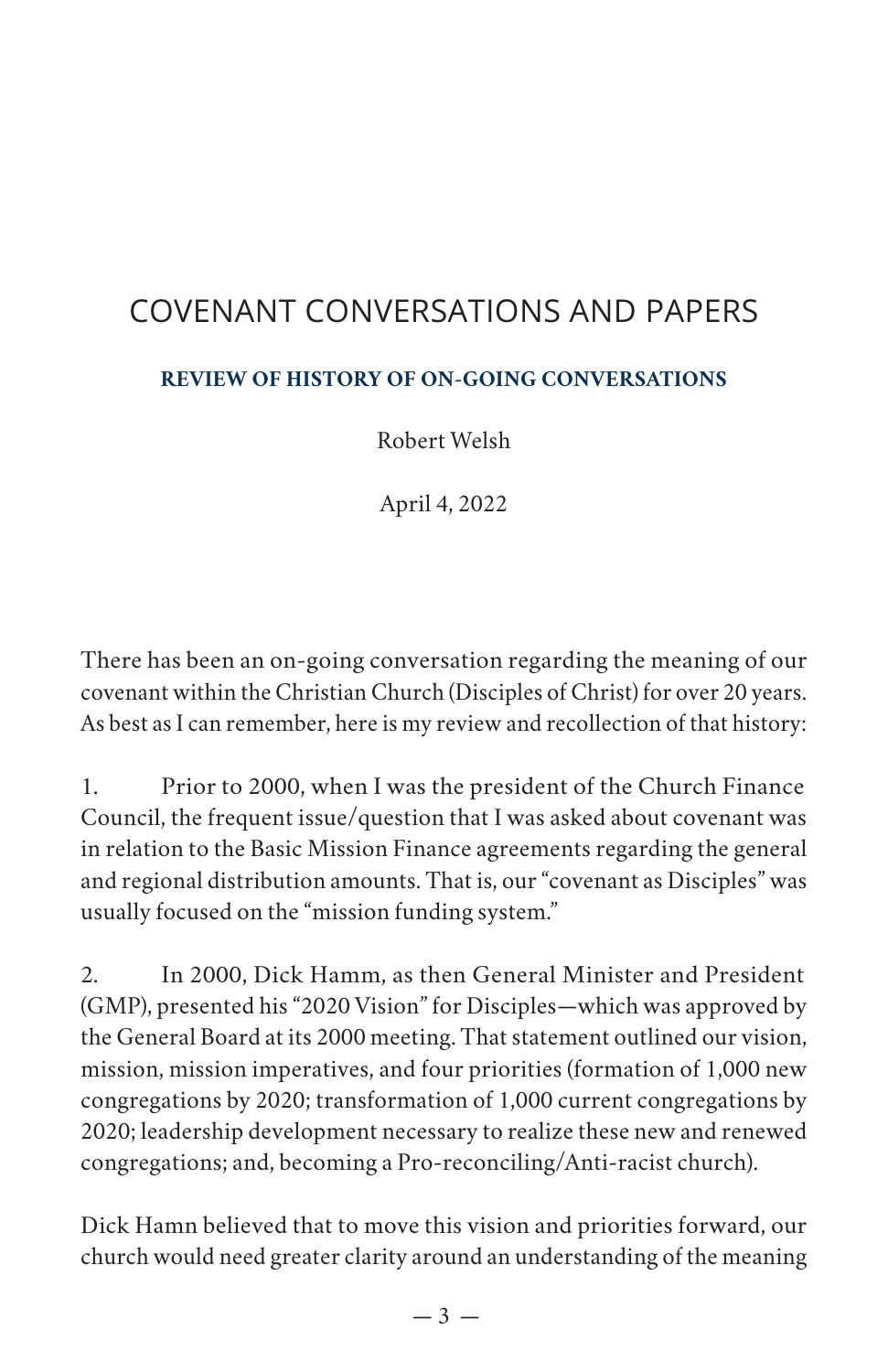# COVENANT CONVERSATIONS AND PAPERS

## REVIEW OF HISTORY OF ON-GOING CONVERSATIONS

Robert Welsh

April 4, 2022

There has been an on-going conversation regarding the meaning of our covenant within the Christian Church (Disciples of Christ) for over 20 years. As best as I can remember, here is my review and recollection of that history:

1. Prior to 2000, when I was the president of the Church Finance Council, the frequent issue/question that I was asked about covenant was in relation to the Basic Mission Finance agreements regarding the general and regional distribution amounts. That is, our "covenant as Disciples" was usually focused on the "mission funding system."

2. In 2000, Dick Hamm, as then General Minister and President (GMP), presented his "2020 Vision" for Disciples—which was approved by the General Board at its 2000 meeting. That statement outlined our vision, mission, mission imperatives, and four priorities (formation of 1,000 new congregations by 2020; transformation of 1,000 current congregations by 2020; leadership development necessary to realize these new and renewed congregations; and, becoming a Pro-reconciling/Anti-racist church).

Dick Hamn believed that to move this vision and priorities forward, our church would need greater clarity around an understanding of the meaning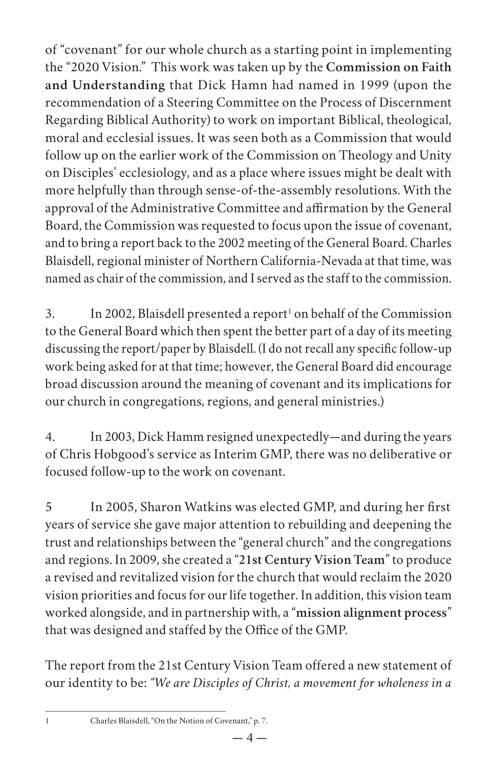of "covenant" for our whole church as a starting point in implementing the "2020 Vision." This work was taken up by the **Commission on Faith and Understanding** that Dick Hamn had named in 1999 (upon the recommendation of a Steering Committee on the Process of Discernment Regarding Biblical Authority) to work on important Biblical, theological, moral and ecclesial issues. It was seen both as a Commission that would follow up on the earlier work of the Commission on Theology and Unity on Disciples' ecclesiology, and as a place where issues might be dealt with more helpfully than through sense-of-the-assembly resolutions. With the approval of the Administrative Committee and affirmation by the General Board, the Commission was requested to focus upon the issue of covenant, and to bring a report back to the 2002 meeting of the General Board. Charles Blaisdell, regional minister of Northern California-Nevada at that time, was named as chair of the commission, and I served as the staff to the commission.

3. In 2002, Blaisdell presented a report[1] on behalf of the Commission to the General Board which then spent the better part of a day of its meeting discussing the report/paper by Blaisdell. (I do not recall any specific follow-up work being asked for at that time; however, the General Board did encourage broad discussion around the meaning of covenant and its implications for our church in congregations, regions, and general ministries.)

4. In 2003, Dick Hamm resigned unexpectedly—and during the years of Chris Hobgood's service as Interim GMP, there was no deliberative or focused follow-up to the work on covenant.

5 In 2005, Sharon Watkins was elected GMP, and during her first years of service she gave major attention to rebuilding and deepening the trust and relationships between the "general church" and the congregations and regions. In 2009, she created a "**21st Century Vision Team**" to produce a revised and revitalized vision for the church that would reclaim the 2020 vision priorities and focus for our life together. In addition, this vision team worked alongside, and in partnership with, a "**mission alignment process**" that was designed and staffed by the Office of the GMP.

The report from the 21st Century Vision Team offered a new statement of our identity to be: *"We are Disciples of Christ, a movement for wholeness in a*

---

1 Charles Blaisdell, "On the Notion of Covenant," p. 7.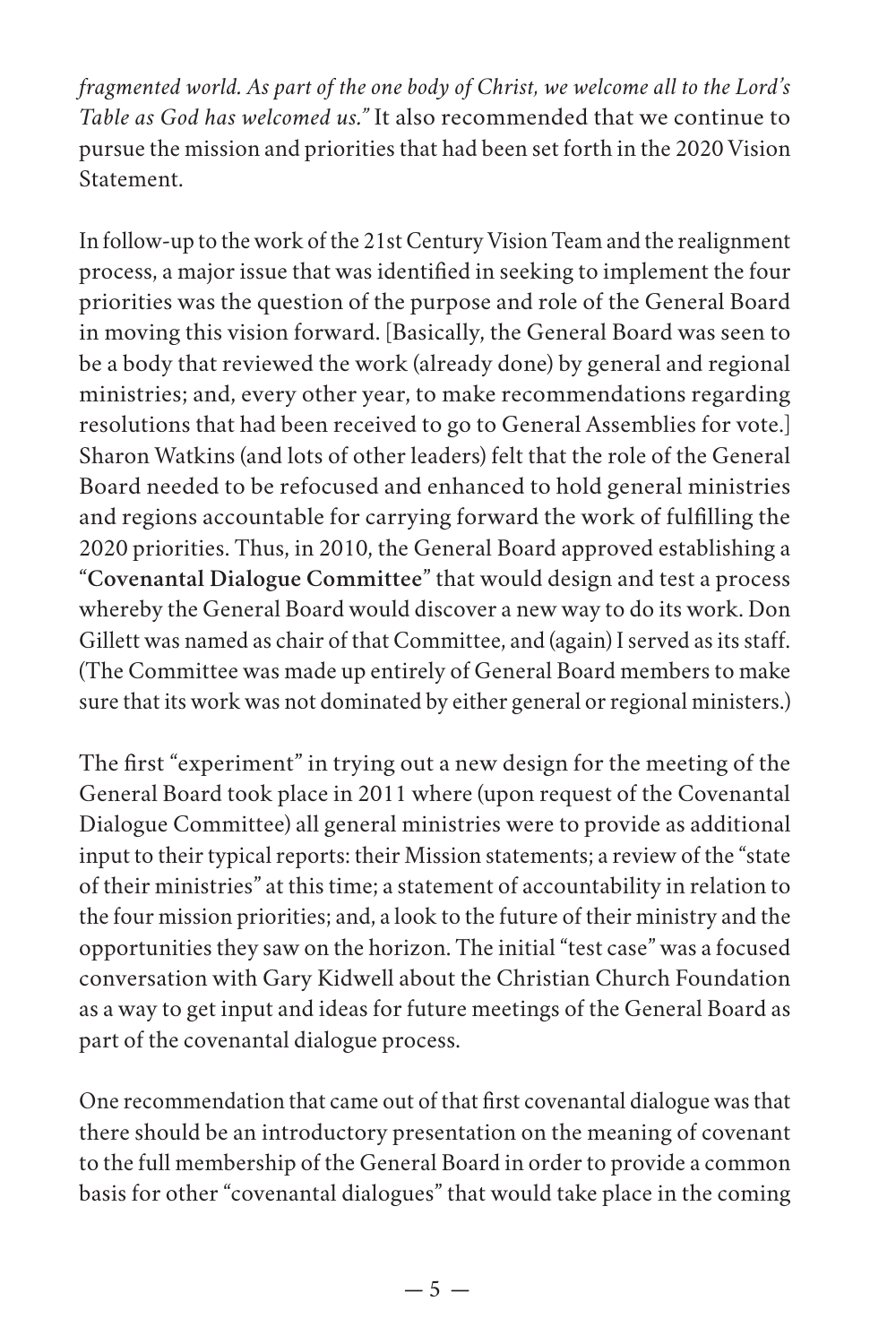*fragmented world. As part of the one body of Christ, we welcome all to the Lord's Table as God has welcomed us."* It also recommended that we continue to pursue the mission and priorities that had been set forth in the 2020 Vision Statement.

In follow-up to the work of the 21st Century Vision Team and the realignment process, a major issue that was identified in seeking to implement the four priorities was the question of the purpose and role of the General Board in moving this vision forward. [Basically, the General Board was seen to be a body that reviewed the work (already done) by general and regional ministries; and, every other year, to make recommendations regarding resolutions that had been received to go to General Assemblies for vote.] Sharon Watkins (and lots of other leaders) felt that the role of the General Board needed to be refocused and enhanced to hold general ministries and regions accountable for carrying forward the work of fulfilling the 2020 priorities. Thus, in 2010, the General Board approved establishing a "**Covenantal Dialogue Committee**" that would design and test a process whereby the General Board would discover a new way to do its work. Don Gillett was named as chair of that Committee, and (again) I served as its staff. (The Committee was made up entirely of General Board members to make sure that its work was not dominated by either general or regional ministers.)

The first "experiment" in trying out a new design for the meeting of the General Board took place in 2011 where (upon request of the Covenantal Dialogue Committee) all general ministries were to provide as additional input to their typical reports: their Mission statements; a review of the "state of their ministries" at this time; a statement of accountability in relation to the four mission priorities; and, a look to the future of their ministry and the opportunities they saw on the horizon. The initial "test case" was a focused conversation with Gary Kidwell about the Christian Church Foundation as a way to get input and ideas for future meetings of the General Board as part of the covenantal dialogue process.

One recommendation that came out of that first covenantal dialogue was that there should be an introductory presentation on the meaning of covenant to the full membership of the General Board in order to provide a common basis for other "covenantal dialogues" that would take place in the coming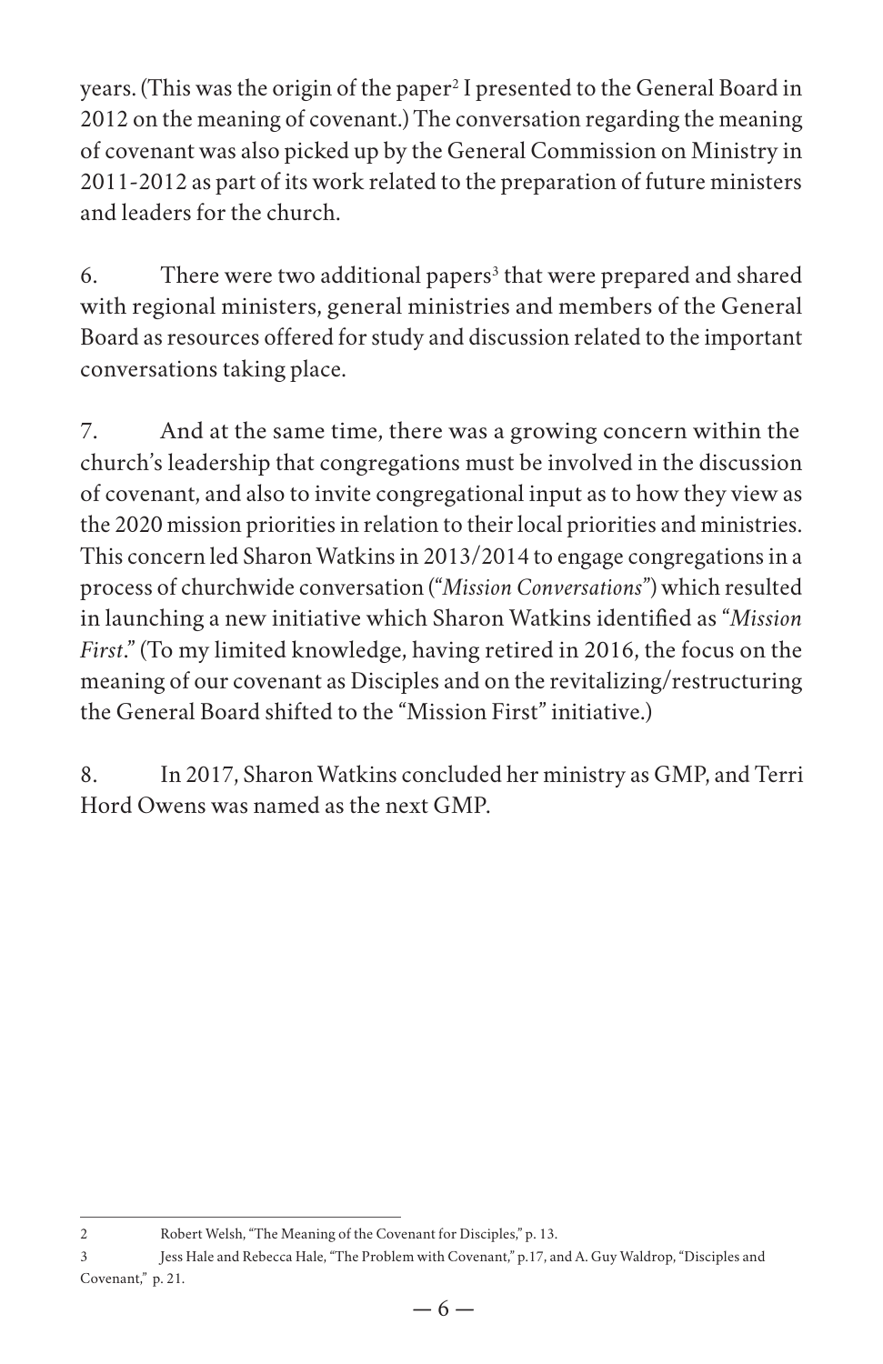years. (This was the origin of the paper[2] I presented to the General Board in 2012 on the meaning of covenant.) The conversation regarding the meaning of covenant was also picked up by the General Commission on Ministry in 2011-2012 as part of its work related to the preparation of future ministers and leaders for the church.

6. There were two additional papers[3] that were prepared and shared with regional ministers, general ministries and members of the General Board as resources offered for study and discussion related to the important conversations taking place.

7. And at the same time, there was a growing concern within the church's leadership that congregations must be involved in the discussion of covenant, and also to invite congregational input as to how they view as the 2020 mission priorities in relation to their local priorities and ministries. This concern led Sharon Watkins in 2013/2014 to engage congregations in a process of churchwide conversation ("*Mission Conversations*") which resulted in launching a new initiative which Sharon Watkins identified as "*Mission First*." (To my limited knowledge, having retired in 2016, the focus on the meaning of our covenant as Disciples and on the revitalizing/restructuring the General Board shifted to the "Mission First" initiative.)

8. In 2017, Sharon Watkins concluded her ministry as GMP, and Terri Hord Owens was named as the next GMP.

---

2 Robert Welsh, "The Meaning of the Covenant for Disciples," p. 13.

3 Jess Hale and Rebecca Hale, "The Problem with Covenant," p.17, and A. Guy Waldrop, "Disciples and Covenant," p. 21.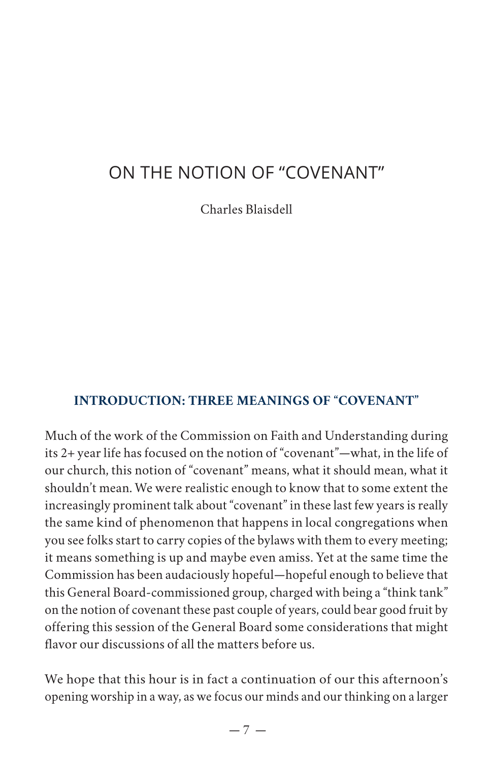# ON THE NOTION OF "COVENANT"

Charles Blaisdell

## INTRODUCTION: THREE MEANINGS OF "COVENANT"

Much of the work of the Commission on Faith and Understanding during its 2+ year life has focused on the notion of "covenant"—what, in the life of our church, this notion of "covenant" means, what it should mean, what it shouldn't mean. We were realistic enough to know that to some extent the increasingly prominent talk about "covenant" in these last few years is really the same kind of phenomenon that happens in local congregations when you see folks start to carry copies of the bylaws with them to every meeting; it means something is up and maybe even amiss. Yet at the same time the Commission has been audaciously hopeful—hopeful enough to believe that this General Board-commissioned group, charged with being a "think tank" on the notion of covenant these past couple of years, could bear good fruit by offering this session of the General Board some considerations that might flavor our discussions of all the matters before us.

We hope that this hour is in fact a continuation of our this afternoon's opening worship in a way, as we focus our minds and our thinking on a larger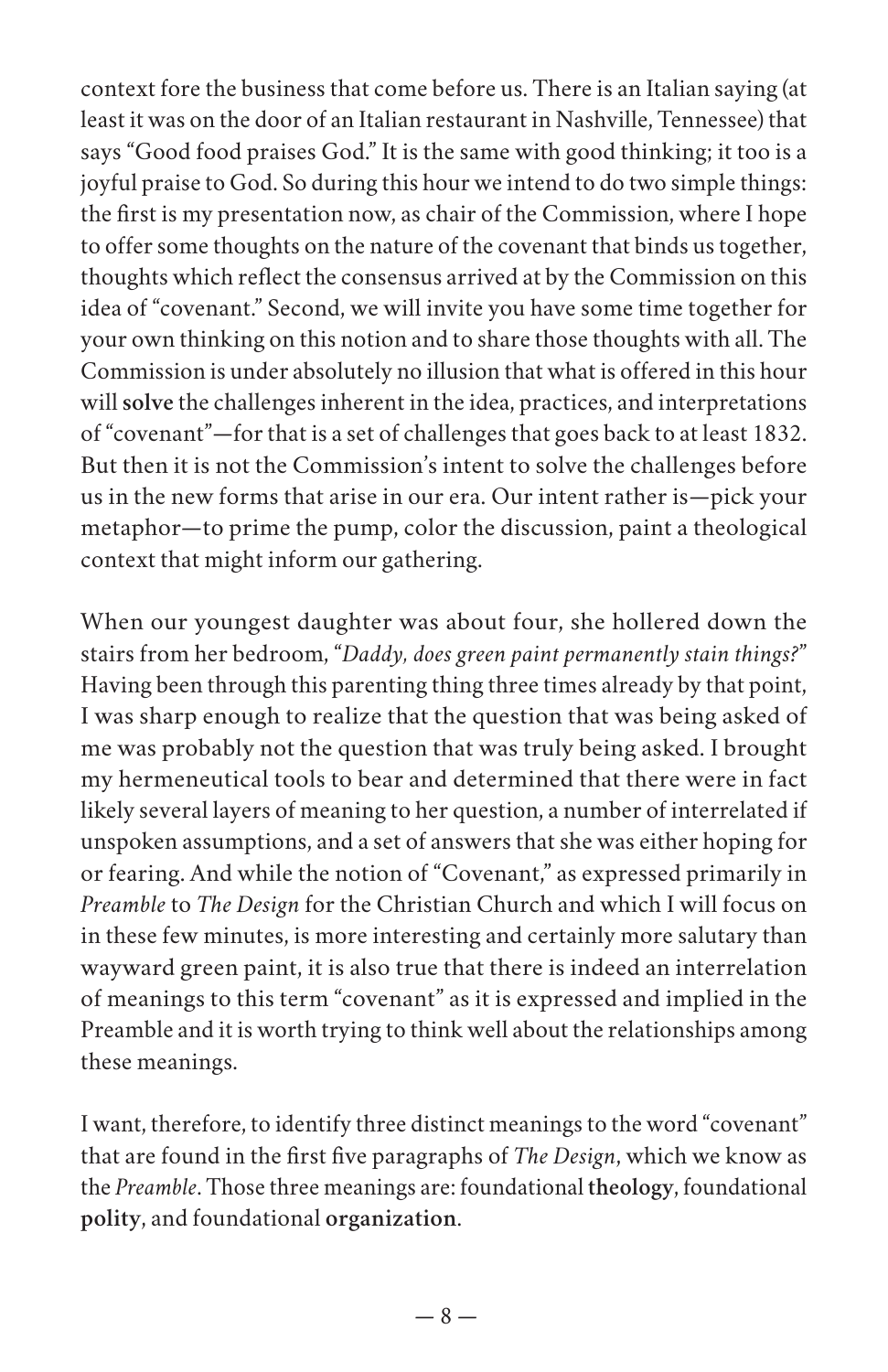context fore the business that come before us. There is an Italian saying (at least it was on the door of an Italian restaurant in Nashville, Tennessee) that says "Good food praises God." It is the same with good thinking; it too is a joyful praise to God. So during this hour we intend to do two simple things: the first is my presentation now, as chair of the Commission, where I hope to offer some thoughts on the nature of the covenant that binds us together, thoughts which reflect the consensus arrived at by the Commission on this idea of "covenant." Second, we will invite you have some time together for your own thinking on this notion and to share those thoughts with all. The Commission is under absolutely no illusion that what is offered in this hour will **solve** the challenges inherent in the idea, practices, and interpretations of "covenant"—for that is a set of challenges that goes back to at least 1832. But then it is not the Commission's intent to solve the challenges before us in the new forms that arise in our era. Our intent rather is—pick your metaphor—to prime the pump, color the discussion, paint a theological context that might inform our gathering.

When our youngest daughter was about four, she hollered down the stairs from her bedroom, "*Daddy, does green paint permanently stain things?*" Having been through this parenting thing three times already by that point, I was sharp enough to realize that the question that was being asked of me was probably not the question that was truly being asked. I brought my hermeneutical tools to bear and determined that there were in fact likely several layers of meaning to her question, a number of interrelated if unspoken assumptions, and a set of answers that she was either hoping for or fearing. And while the notion of "Covenant," as expressed primarily in *Preamble* to *The Design* for the Christian Church and which I will focus on in these few minutes, is more interesting and certainly more salutary than wayward green paint, it is also true that there is indeed an interrelation of meanings to this term "covenant" as it is expressed and implied in the Preamble and it is worth trying to think well about the relationships among these meanings.

I want, therefore, to identify three distinct meanings to the word "covenant" that are found in the first five paragraphs of *The Design*, which we know as the *Preamble*. Those three meanings are: foundational **theology**, foundational **polity**, and foundational **organization**.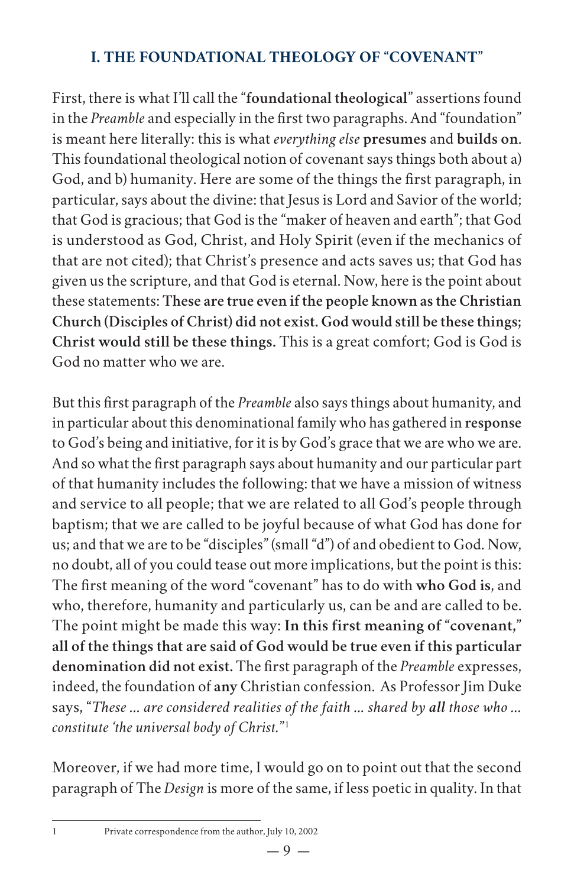## I. THE FOUNDATIONAL THEOLOGY OF "COVENANT"

First, there is what I'll call the "**foundational theological**" assertions found in the *Preamble* and especially in the first two paragraphs. And "foundation" is meant here literally: this is what *everything else* **presumes** and **builds on**. This foundational theological notion of covenant says things both about a) God, and b) humanity. Here are some of the things the first paragraph, in particular, says about the divine: that Jesus is Lord and Savior of the world; that God is gracious; that God is the "maker of heaven and earth"; that God is understood as God, Christ, and Holy Spirit (even if the mechanics of that are not cited); that Christ's presence and acts saves us; that God has given us the scripture, and that God is eternal. Now, here is the point about these statements: **These are true even if the people known as the Christian Church (Disciples of Christ) did not exist. God would still be these things; Christ would still be these things.** This is a great comfort; God is God is God no matter who we are.

But this first paragraph of the *Preamble* also says things about humanity, and in particular about this denominational family who has gathered in **response** to God's being and initiative, for it is by God's grace that we are who we are. And so what the first paragraph says about humanity and our particular part of that humanity includes the following: that we have a mission of witness and service to all people; that we are related to all God's people through baptism; that we are called to be joyful because of what God has done for us; and that we are to be "disciples" (small "d") of and obedient to God. Now, no doubt, all of you could tease out more implications, but the point is this: The first meaning of the word "covenant" has to do with **who God is**, and who, therefore, humanity and particularly us, can be and are called to be. The point might be made this way: **In this first meaning of "covenant," all of the things that are said of God would be true even if this particular denomination did not exist.** The first paragraph of the *Preamble* expresses, indeed, the foundation of **any** Christian confession. As Professor Jim Duke says, "*These ... are considered realities of the faith ... shared by* ***all*** *those who ... constitute 'the universal body of Christ.'*"[1]

Moreover, if we had more time, I would go on to point out that the second paragraph of The *Design* is more of the same, if less poetic in quality. In that

1 Private correspondence from the author, July 10, 2002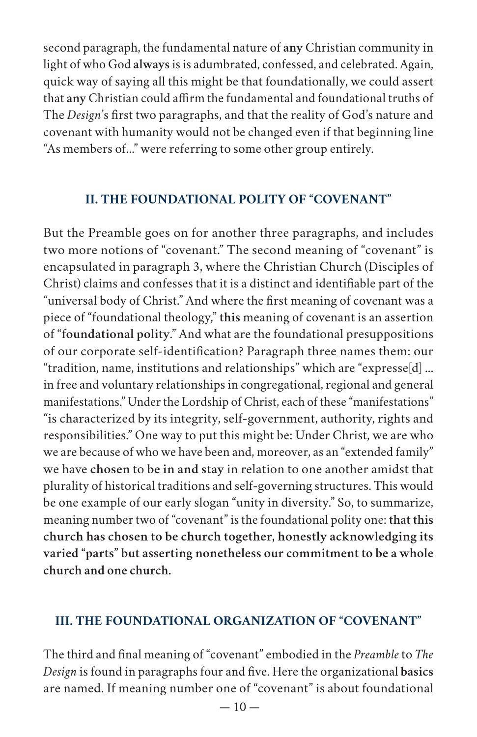second paragraph, the fundamental nature of **any** Christian community in light of who God **always** is is adumbrated, confessed, and celebrated. Again, quick way of saying all this might be that foundationally, we could assert that **any** Christian could affirm the fundamental and foundational truths of The *Design*'s first two paragraphs, and that the reality of God's nature and covenant with humanity would not be changed even if that beginning line "As members of..." were referring to some other group entirely.

## II. THE FOUNDATIONAL POLITY OF "COVENANT"

But the Preamble goes on for another three paragraphs, and includes two more notions of "covenant." The second meaning of "covenant" is encapsulated in paragraph 3, where the Christian Church (Disciples of Christ) claims and confesses that it is a distinct and identifiable part of the "universal body of Christ." And where the first meaning of covenant was a piece of "foundational theology," **this** meaning of covenant is an assertion of "**foundational polity**." And what are the foundational presuppositions of our corporate self-identification? Paragraph three names them: our "tradition, name, institutions and relationships" which are "expresse[d] ... in free and voluntary relationships in congregational, regional and general manifestations." Under the Lordship of Christ, each of these "manifestations" "is characterized by its integrity, self-government, authority, rights and responsibilities." One way to put this might be: Under Christ, we are who we are because of who we have been and, moreover, as an "extended family" we have **chosen** to **be in and stay** in relation to one another amidst that plurality of historical traditions and self-governing structures. This would be one example of our early slogan "unity in diversity." So, to summarize, meaning number two of "covenant" is the foundational polity one: **that this church has chosen to be church together, honestly acknowledging its varied "parts" but asserting nonetheless our commitment to be a whole church and one church.**

## III. THE FOUNDATIONAL ORGANIZATION OF "COVENANT"

The third and final meaning of "covenant" embodied in the *Preamble* to *The Design* is found in paragraphs four and five. Here the organizational **basics** are named. If meaning number one of "covenant" is about foundational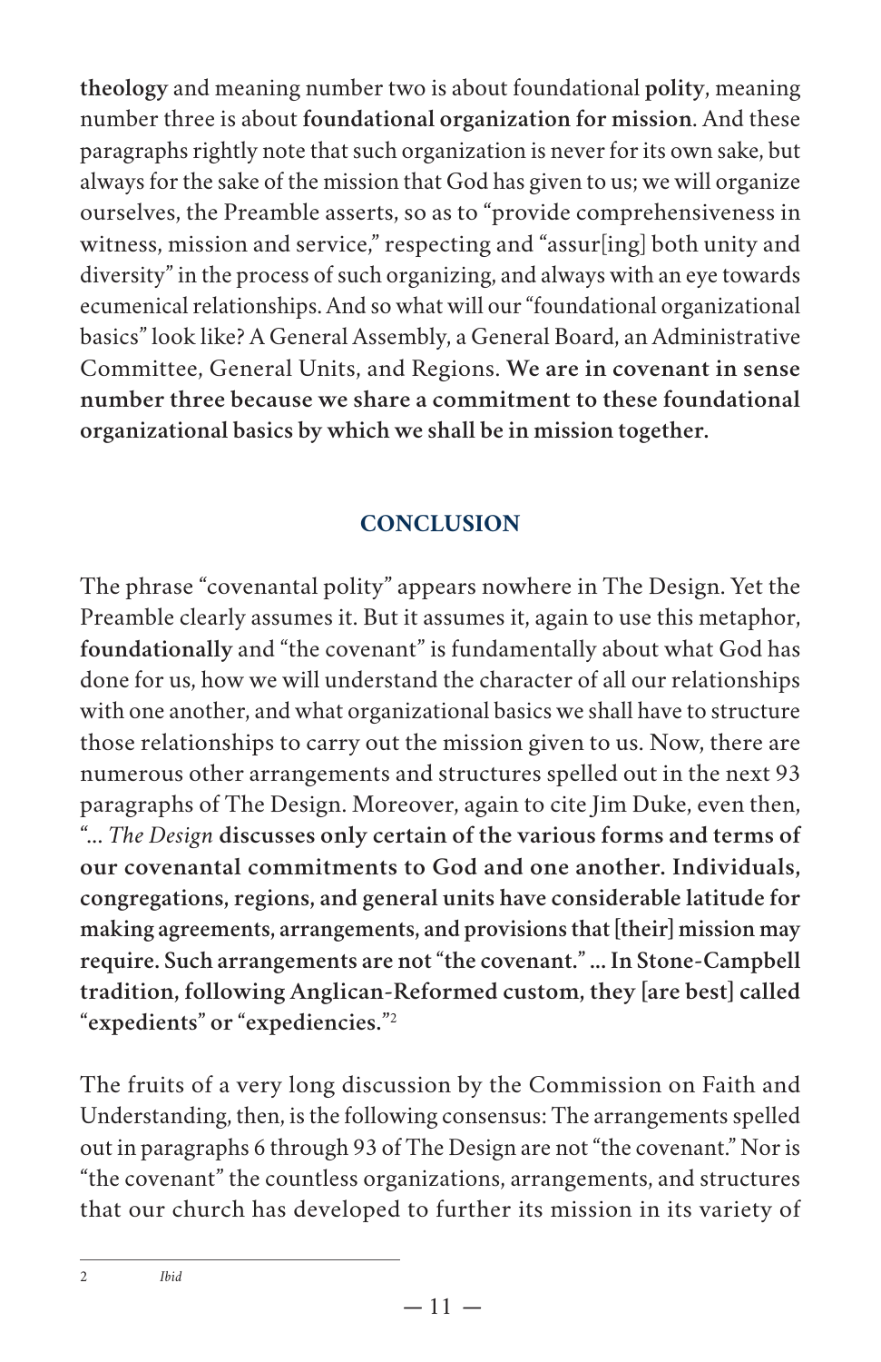**theology** and meaning number two is about foundational **polity**, meaning number three is about **foundational organization for mission**. And these paragraphs rightly note that such organization is never for its own sake, but always for the sake of the mission that God has given to us; we will organize ourselves, the Preamble asserts, so as to "provide comprehensiveness in witness, mission and service," respecting and "assur[ing] both unity and diversity" in the process of such organizing, and always with an eye towards ecumenical relationships. And so what will our "foundational organizational basics" look like? A General Assembly, a General Board, an Administrative Committee, General Units, and Regions. **We are in covenant in sense number three because we share a commitment to these foundational organizational basics by which we shall be in mission together.**

## CONCLUSION

The phrase "covenantal polity" appears nowhere in The Design. Yet the Preamble clearly assumes it. But it assumes it, again to use this metaphor, **foundationally** and "the covenant" is fundamentally about what God has done for us, how we will understand the character of all our relationships with one another, and what organizational basics we shall have to structure those relationships to carry out the mission given to us. Now, there are numerous other arrangements and structures spelled out in the next 93 paragraphs of The Design. Moreover, again to cite Jim Duke, even then, "... *The Design* **discusses only certain of the various forms and terms of our covenantal commitments to God and one another. Individuals, congregations, regions, and general units have considerable latitude for making agreements, arrangements, and provisions that [their] mission may require. Such arrangements are not "the covenant." ... In Stone-Campbell tradition, following Anglican-Reformed custom, they [are best] called "expedients" or "expediencies."**[2]

The fruits of a very long discussion by the Commission on Faith and Understanding, then, is the following consensus: The arrangements spelled out in paragraphs 6 through 93 of The Design are not "the covenant." Nor is "the covenant" the countless organizations, arrangements, and structures that our church has developed to further its mission in its variety of

---

2 *Ibid*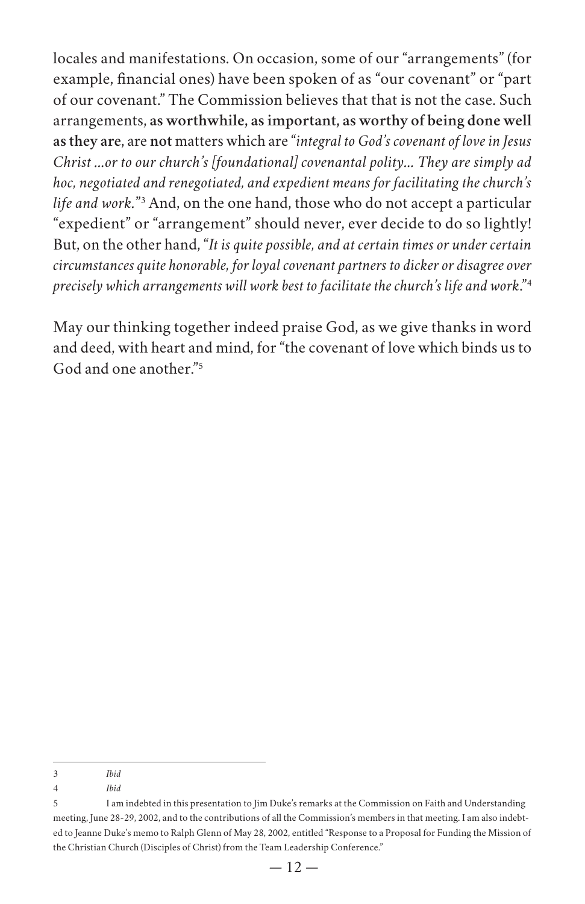locales and manifestations. On occasion, some of our "arrangements" (for example, financial ones) have been spoken of as "our covenant" or "part of our covenant." The Commission believes that that is not the case. Such arrangements, **as worthwhile, as important, as worthy of being done well as they are**, are **not** matters which are "*integral to God's covenant of love in Jesus Christ ...or to our church's [foundational] covenantal polity... They are simply ad hoc, negotiated and renegotiated, and expedient means for facilitating the church's life and work.*"[3] And, on the one hand, those who do not accept a particular "expedient" or "arrangement" should never, ever decide to do so lightly! But, on the other hand, "*It is quite possible, and at certain times or under certain circumstances quite honorable, for loyal covenant partners to dicker or disagree over precisely which arrangements will work best to facilitate the church's life and work*."[4]

May our thinking together indeed praise God, as we give thanks in word and deed, with heart and mind, for "the covenant of love which binds us to God and one another."[5]

---

3 *Ibid*

4 *Ibid*

5 I am indebted in this presentation to Jim Duke's remarks at the Commission on Faith and Understanding meeting, June 28-29, 2002, and to the contributions of all the Commission's members in that meeting. I am also indebted to Jeanne Duke's memo to Ralph Glenn of May 28, 2002, entitled "Response to a Proposal for Funding the Mission of the Christian Church (Disciples of Christ) from the Team Leadership Conference."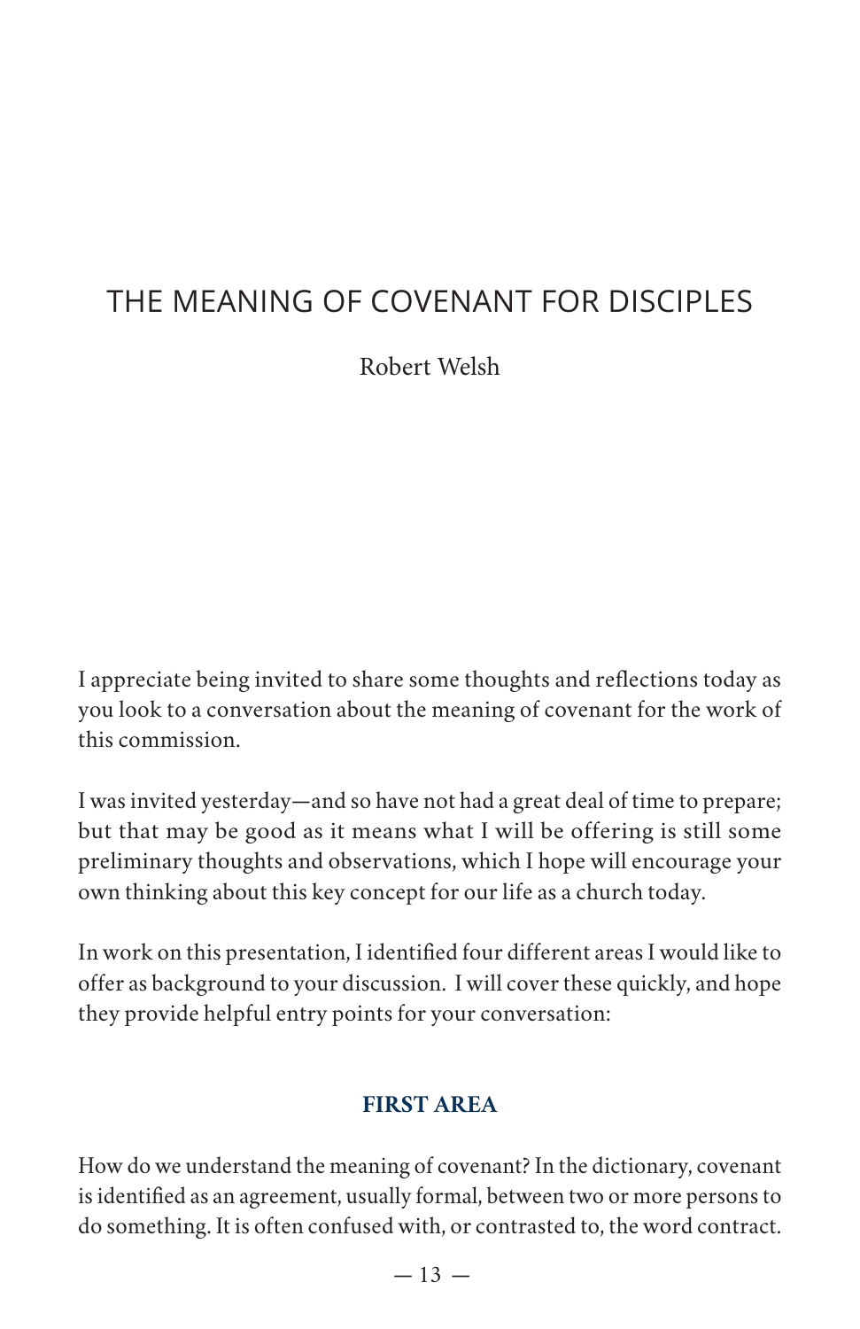# THE MEANING OF COVENANT FOR DISCIPLES

Robert Welsh

I appreciate being invited to share some thoughts and reflections today as you look to a conversation about the meaning of covenant for the work of this commission.

I was invited yesterday—and so have not had a great deal of time to prepare; but that may be good as it means what I will be offering is still some preliminary thoughts and observations, which I hope will encourage your own thinking about this key concept for our life as a church today.

In work on this presentation, I identified four different areas I would like to offer as background to your discussion. I will cover these quickly, and hope they provide helpful entry points for your conversation:

### FIRST AREA

How do we understand the meaning of covenant? In the dictionary, covenant is identified as an agreement, usually formal, between two or more persons to do something. It is often confused with, or contrasted to, the word contract.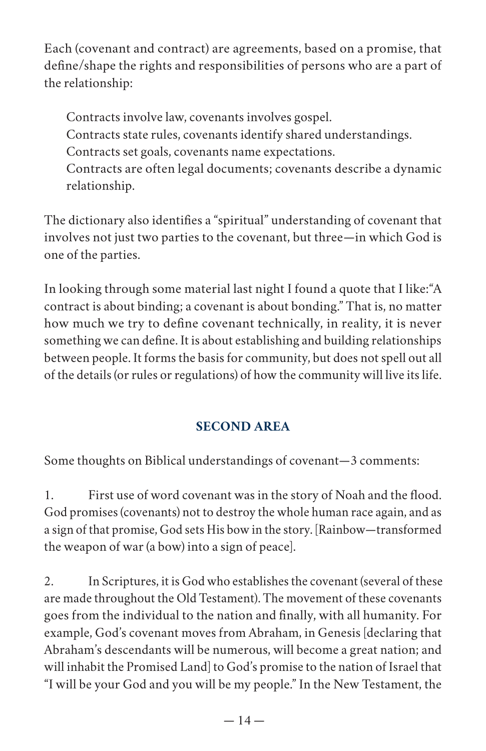Each (covenant and contract) are agreements, based on a promise, that define/shape the rights and responsibilities of persons who are a part of the relationship:

> Contracts involve law, covenants involves gospel.
> Contracts state rules, covenants identify shared understandings.
> Contracts set goals, covenants name expectations.
> Contracts are often legal documents; covenants describe a dynamic relationship.

The dictionary also identifies a "spiritual" understanding of covenant that involves not just two parties to the covenant, but three—in which God is one of the parties.

In looking through some material last night I found a quote that I like:"A contract is about binding; a covenant is about bonding." That is, no matter how much we try to define covenant technically, in reality, it is never something we can define. It is about establishing and building relationships between people. It forms the basis for community, but does not spell out all of the details (or rules or regulations) of how the community will live its life.

## SECOND AREA

Some thoughts on Biblical understandings of covenant—3 comments:

1. First use of word covenant was in the story of Noah and the flood. God promises (covenants) not to destroy the whole human race again, and as a sign of that promise, God sets His bow in the story. [Rainbow—transformed the weapon of war (a bow) into a sign of peace].

2. In Scriptures, it is God who establishes the covenant (several of these are made throughout the Old Testament). The movement of these covenants goes from the individual to the nation and finally, with all humanity. For example, God's covenant moves from Abraham, in Genesis [declaring that Abraham's descendants will be numerous, will become a great nation; and will inhabit the Promised Land] to God's promise to the nation of Israel that "I will be your God and you will be my people." In the New Testament, the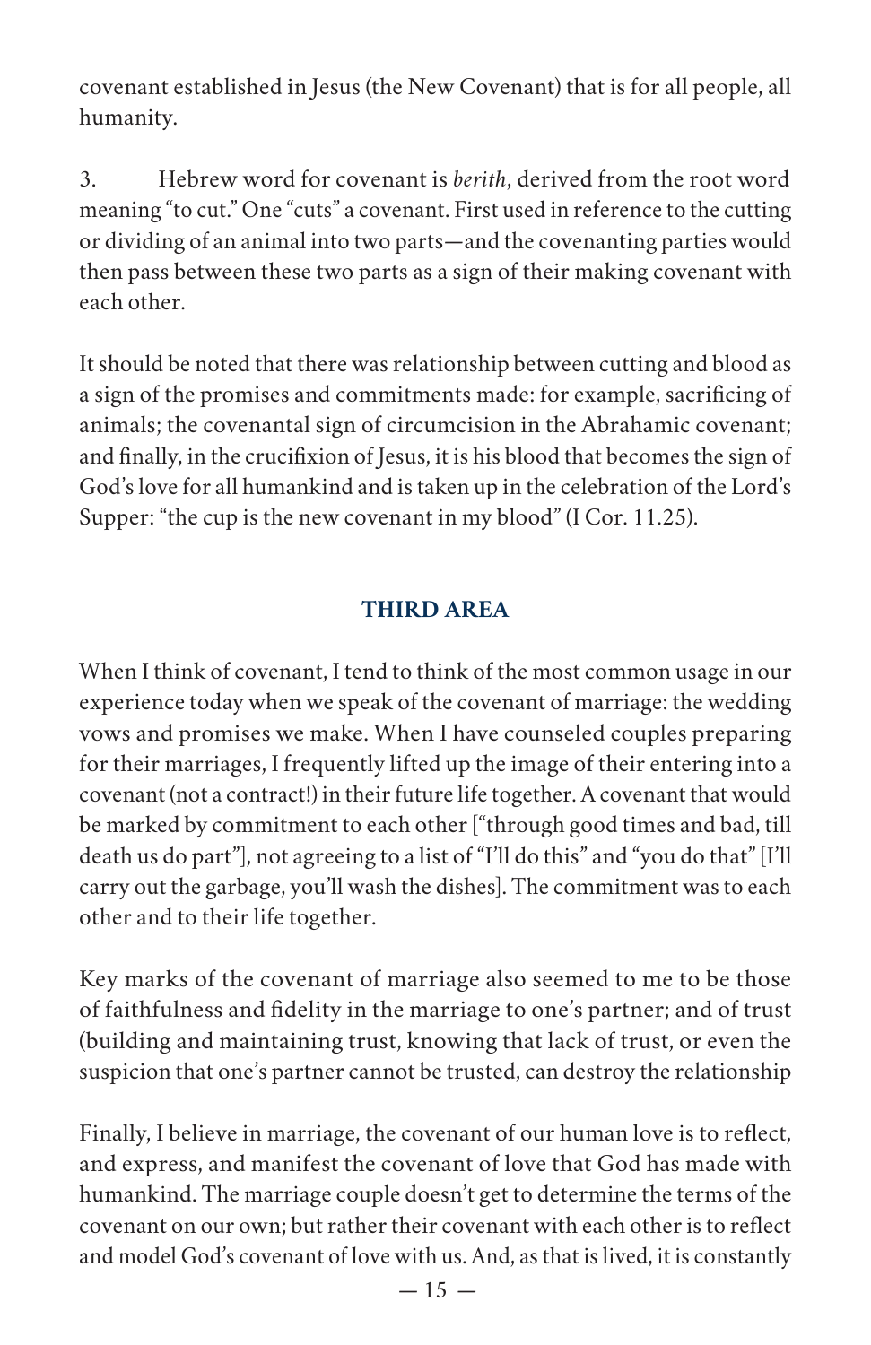covenant established in Jesus (the New Covenant) that is for all people, all humanity.

3. Hebrew word for covenant is *berith*, derived from the root word meaning "to cut." One "cuts" a covenant. First used in reference to the cutting or dividing of an animal into two parts—and the covenanting parties would then pass between these two parts as a sign of their making covenant with each other.

It should be noted that there was relationship between cutting and blood as a sign of the promises and commitments made: for example, sacrificing of animals; the covenantal sign of circumcision in the Abrahamic covenant; and finally, in the crucifixion of Jesus, it is his blood that becomes the sign of God's love for all humankind and is taken up in the celebration of the Lord's Supper: "the cup is the new covenant in my blood" (I Cor. 11.25).

## THIRD AREA

When I think of covenant, I tend to think of the most common usage in our experience today when we speak of the covenant of marriage: the wedding vows and promises we make. When I have counseled couples preparing for their marriages, I frequently lifted up the image of their entering into a covenant (not a contract!) in their future life together. A covenant that would be marked by commitment to each other ["through good times and bad, till death us do part"], not agreeing to a list of "I'll do this" and "you do that" [I'll carry out the garbage, you'll wash the dishes]. The commitment was to each other and to their life together.

Key marks of the covenant of marriage also seemed to me to be those of faithfulness and fidelity in the marriage to one's partner; and of trust (building and maintaining trust, knowing that lack of trust, or even the suspicion that one's partner cannot be trusted, can destroy the relationship

Finally, I believe in marriage, the covenant of our human love is to reflect, and express, and manifest the covenant of love that God has made with humankind. The marriage couple doesn't get to determine the terms of the covenant on our own; but rather their covenant with each other is to reflect and model God's covenant of love with us. And, as that is lived, it is constantly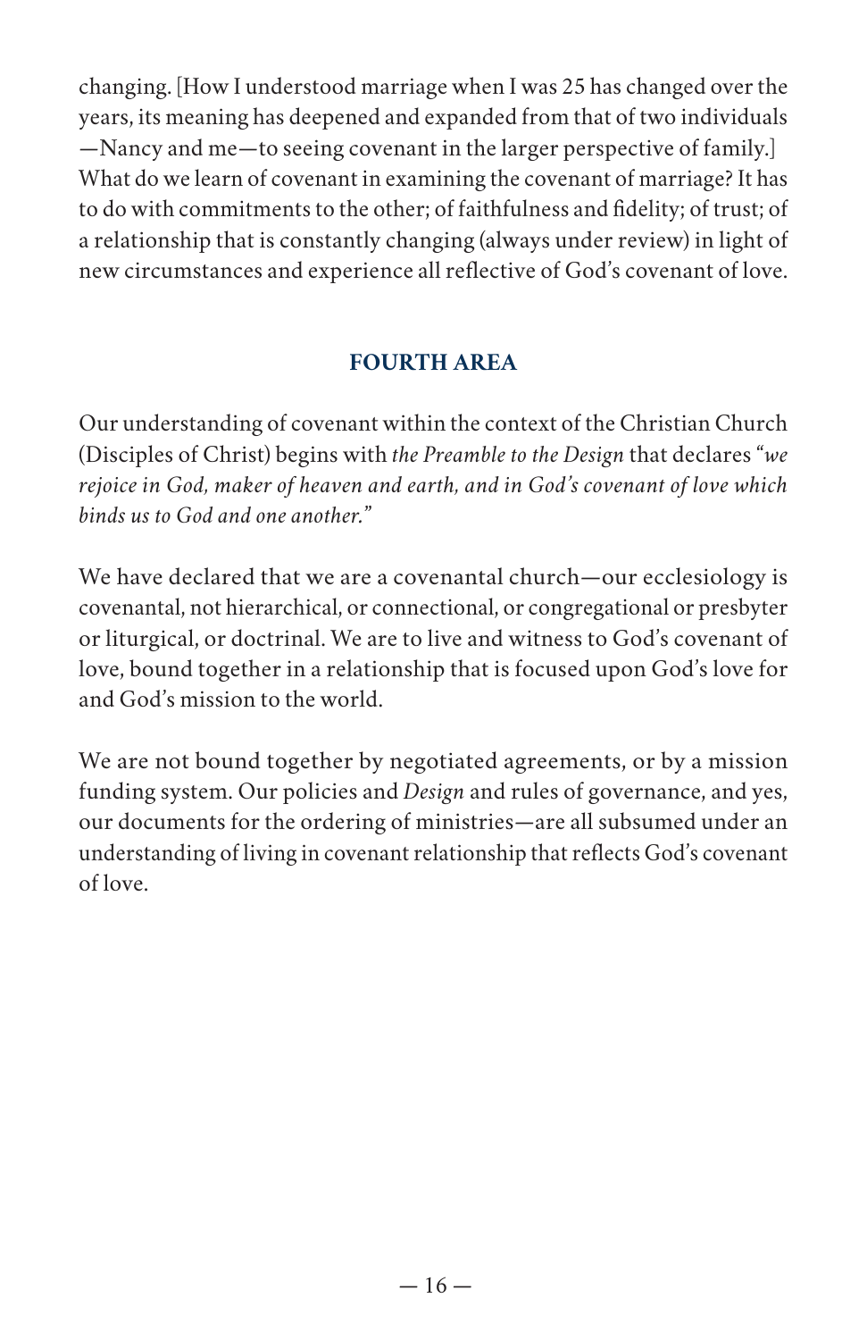changing. [How I understood marriage when I was 25 has changed over the years, its meaning has deepened and expanded from that of two individuals—Nancy and me—to seeing covenant in the larger perspective of family.] What do we learn of covenant in examining the covenant of marriage? It has to do with commitments to the other; of faithfulness and fidelity; of trust; of a relationship that is constantly changing (always under review) in light of new circumstances and experience all reflective of God's covenant of love.

## FOURTH AREA

Our understanding of covenant within the context of the Christian Church (Disciples of Christ) begins with *the Preamble to the Design* that declares *"we rejoice in God, maker of heaven and earth, and in God's covenant of love which binds us to God and one another."*

We have declared that we are a covenantal church—our ecclesiology is covenantal, not hierarchical, or connectional, or congregational or presbyter or liturgical, or doctrinal. We are to live and witness to God's covenant of love, bound together in a relationship that is focused upon God's love for and God's mission to the world.

We are not bound together by negotiated agreements, or by a mission funding system. Our policies and *Design* and rules of governance, and yes, our documents for the ordering of ministries—are all subsumed under an understanding of living in covenant relationship that reflects God's covenant of love.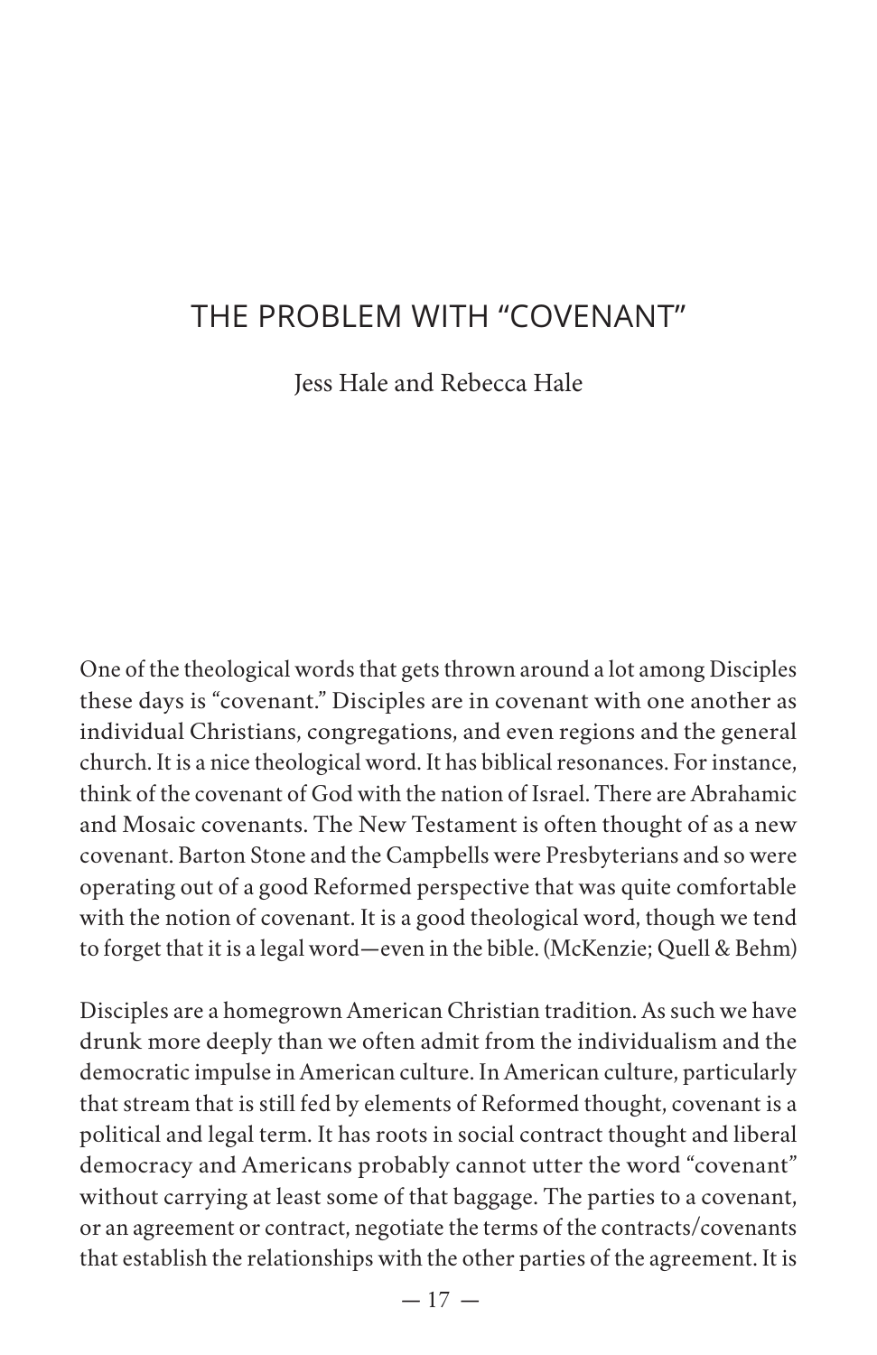# THE PROBLEM WITH "COVENANT"

Jess Hale and Rebecca Hale

One of the theological words that gets thrown around a lot among Disciples these days is "covenant." Disciples are in covenant with one another as individual Christians, congregations, and even regions and the general church. It is a nice theological word. It has biblical resonances. For instance, think of the covenant of God with the nation of Israel. There are Abrahamic and Mosaic covenants. The New Testament is often thought of as a new covenant. Barton Stone and the Campbells were Presbyterians and so were operating out of a good Reformed perspective that was quite comfortable with the notion of covenant. It is a good theological word, though we tend to forget that it is a legal word—even in the bible. (McKenzie; Quell & Behm)

Disciples are a homegrown American Christian tradition. As such we have drunk more deeply than we often admit from the individualism and the democratic impulse in American culture. In American culture, particularly that stream that is still fed by elements of Reformed thought, covenant is a political and legal term. It has roots in social contract thought and liberal democracy and Americans probably cannot utter the word "covenant" without carrying at least some of that baggage. The parties to a covenant, or an agreement or contract, negotiate the terms of the contracts/covenants that establish the relationships with the other parties of the agreement. It is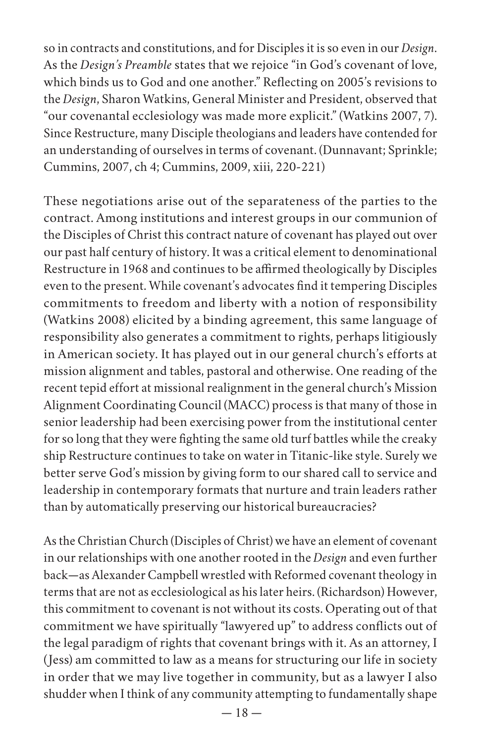so in contracts and constitutions, and for Disciples it is so even in our *Design*. As the *Design's Preamble* states that we rejoice "in God's covenant of love, which binds us to God and one another." Reflecting on 2005's revisions to the *Design*, Sharon Watkins, General Minister and President, observed that "our covenantal ecclesiology was made more explicit." (Watkins 2007, 7). Since Restructure, many Disciple theologians and leaders have contended for an understanding of ourselves in terms of covenant. (Dunnavant; Sprinkle; Cummins, 2007, ch 4; Cummins, 2009, xiii, 220-221)

These negotiations arise out of the separateness of the parties to the contract. Among institutions and interest groups in our communion of the Disciples of Christ this contract nature of covenant has played out over our past half century of history. It was a critical element to denominational Restructure in 1968 and continues to be affirmed theologically by Disciples even to the present. While covenant's advocates find it tempering Disciples commitments to freedom and liberty with a notion of responsibility (Watkins 2008) elicited by a binding agreement, this same language of responsibility also generates a commitment to rights, perhaps litigiously in American society. It has played out in our general church's efforts at mission alignment and tables, pastoral and otherwise. One reading of the recent tepid effort at missional realignment in the general church's Mission Alignment Coordinating Council (MACC) process is that many of those in senior leadership had been exercising power from the institutional center for so long that they were fighting the same old turf battles while the creaky ship Restructure continues to take on water in Titanic-like style. Surely we better serve God's mission by giving form to our shared call to service and leadership in contemporary formats that nurture and train leaders rather than by automatically preserving our historical bureaucracies?

As the Christian Church (Disciples of Christ) we have an element of covenant in our relationships with one another rooted in the *Design* and even further back—as Alexander Campbell wrestled with Reformed covenant theology in terms that are not as ecclesiological as his later heirs. (Richardson) However, this commitment to covenant is not without its costs. Operating out of that commitment we have spiritually "lawyered up" to address conflicts out of the legal paradigm of rights that covenant brings with it. As an attorney, I (Jess) am committed to law as a means for structuring our life in society in order that we may live together in community, but as a lawyer I also shudder when I think of any community attempting to fundamentally shape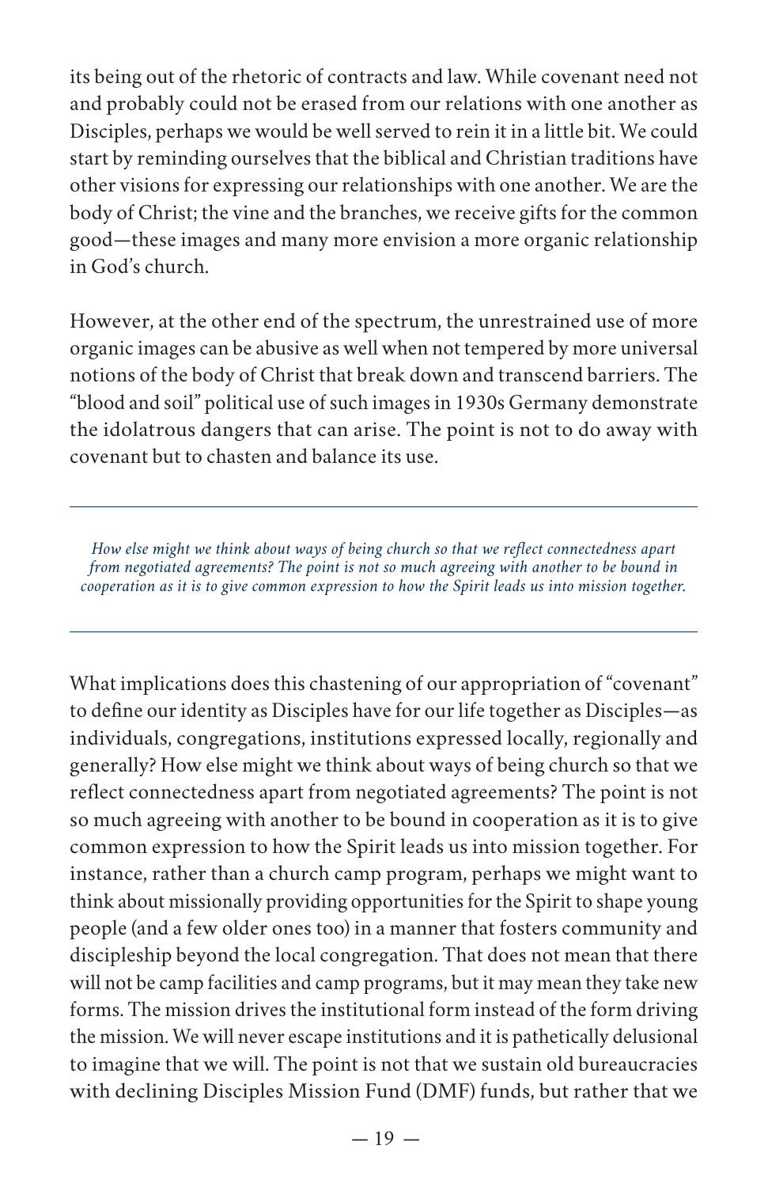its being out of the rhetoric of contracts and law. While covenant need not and probably could not be erased from our relations with one another as Disciples, perhaps we would be well served to rein it in a little bit. We could start by reminding ourselves that the biblical and Christian traditions have other visions for expressing our relationships with one another. We are the body of Christ; the vine and the branches, we receive gifts for the common good—these images and many more envision a more organic relationship in God's church.

However, at the other end of the spectrum, the unrestrained use of more organic images can be abusive as well when not tempered by more universal notions of the body of Christ that break down and transcend barriers. The "blood and soil" political use of such images in 1930s Germany demonstrate the idolatrous dangers that can arise. The point is not to do away with covenant but to chasten and balance its use.

---

*How else might we think about ways of being church so that we reflect connectedness apart from negotiated agreements? The point is not so much agreeing with another to be bound in cooperation as it is to give common expression to how the Spirit leads us into mission together.*

---

What implications does this chastening of our appropriation of "covenant" to define our identity as Disciples have for our life together as Disciples—as individuals, congregations, institutions expressed locally, regionally and generally? How else might we think about ways of being church so that we reflect connectedness apart from negotiated agreements? The point is not so much agreeing with another to be bound in cooperation as it is to give common expression to how the Spirit leads us into mission together. For instance, rather than a church camp program, perhaps we might want to think about missionally providing opportunities for the Spirit to shape young people (and a few older ones too) in a manner that fosters community and discipleship beyond the local congregation. That does not mean that there will not be camp facilities and camp programs, but it may mean they take new forms. The mission drives the institutional form instead of the form driving the mission. We will never escape institutions and it is pathetically delusional to imagine that we will. The point is not that we sustain old bureaucracies with declining Disciples Mission Fund (DMF) funds, but rather that we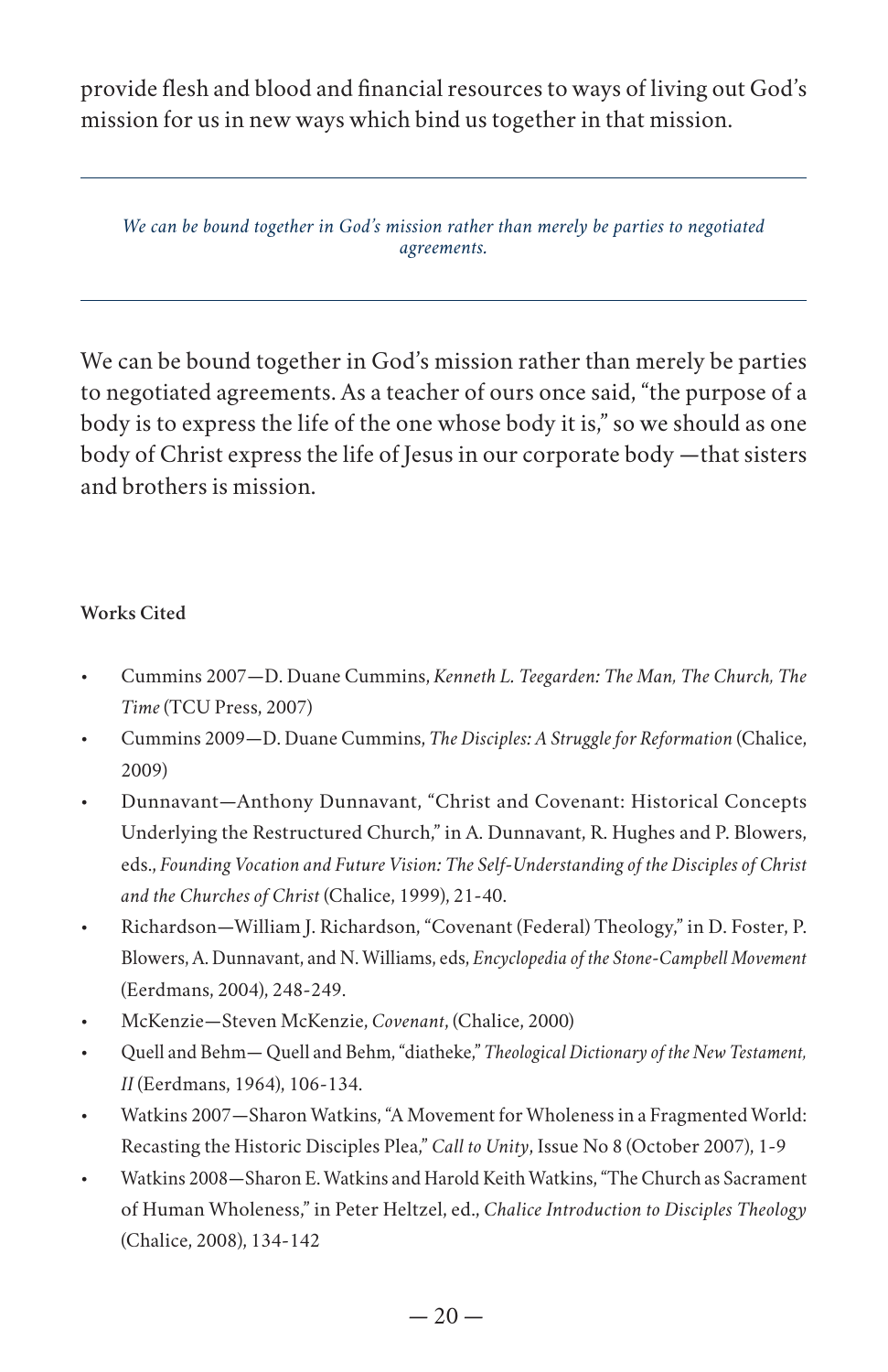provide flesh and blood and financial resources to ways of living out God's mission for us in new ways which bind us together in that mission.

---

*We can be bound together in God's mission rather than merely be parties to negotiated agreements.*

---

We can be bound together in God's mission rather than merely be parties to negotiated agreements. As a teacher of ours once said, "the purpose of a body is to express the life of the one whose body it is," so we should as one body of Christ express the life of Jesus in our corporate body —that sisters and brothers is mission.

**Works Cited**

- Cummins 2007—D. Duane Cummins, *Kenneth L. Teegarden: The Man, The Church, The Time* (TCU Press, 2007)
- Cummins 2009—D. Duane Cummins, *The Disciples: A Struggle for Reformation* (Chalice, 2009)
- Dunnavant—Anthony Dunnavant, "Christ and Covenant: Historical Concepts Underlying the Restructured Church," in A. Dunnavant, R. Hughes and P. Blowers, eds., *Founding Vocation and Future Vision: The Self-Understanding of the Disciples of Christ and the Churches of Christ* (Chalice, 1999), 21-40.
- Richardson—William J. Richardson, "Covenant (Federal) Theology," in D. Foster, P. Blowers, A. Dunnavant, and N. Williams, eds, *Encyclopedia of the Stone-Campbell Movement* (Eerdmans, 2004), 248-249.
- McKenzie—Steven McKenzie, *Covenant*, (Chalice, 2000)
- Quell and Behm— Quell and Behm, "diatheke," *Theological Dictionary of the New Testament, II* (Eerdmans, 1964), 106-134.
- Watkins 2007—Sharon Watkins, "A Movement for Wholeness in a Fragmented World: Recasting the Historic Disciples Plea," *Call to Unity*, Issue No 8 (October 2007), 1-9
- Watkins 2008—Sharon E. Watkins and Harold Keith Watkins, "The Church as Sacrament of Human Wholeness," in Peter Heltzel, ed., *Chalice Introduction to Disciples Theology* (Chalice, 2008), 134-142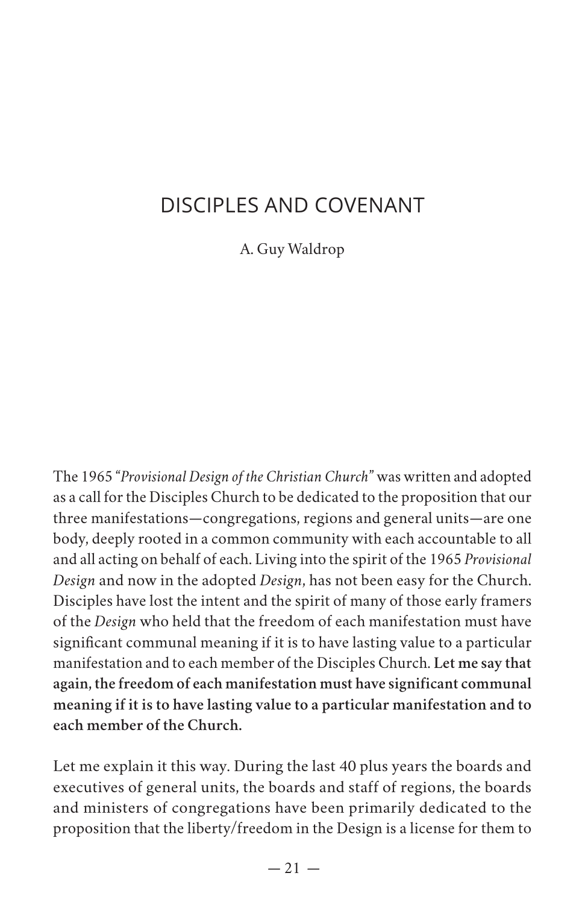# DISCIPLES AND COVENANT

A. Guy Waldrop

The 1965 "*Provisional Design of the Christian Church*" was written and adopted as a call for the Disciples Church to be dedicated to the proposition that our three manifestations—congregations, regions and general units—are one body, deeply rooted in a common community with each accountable to all and all acting on behalf of each. Living into the spirit of the 1965 *Provisional Design* and now in the adopted *Design*, has not been easy for the Church. Disciples have lost the intent and the spirit of many of those early framers of the *Design* who held that the freedom of each manifestation must have significant communal meaning if it is to have lasting value to a particular manifestation and to each member of the Disciples Church. **Let me say that again, the freedom of each manifestation must have significant communal meaning if it is to have lasting value to a particular manifestation and to each member of the Church.**

Let me explain it this way. During the last 40 plus years the boards and executives of general units, the boards and staff of regions, the boards and ministers of congregations have been primarily dedicated to the proposition that the liberty/freedom in the Design is a license for them to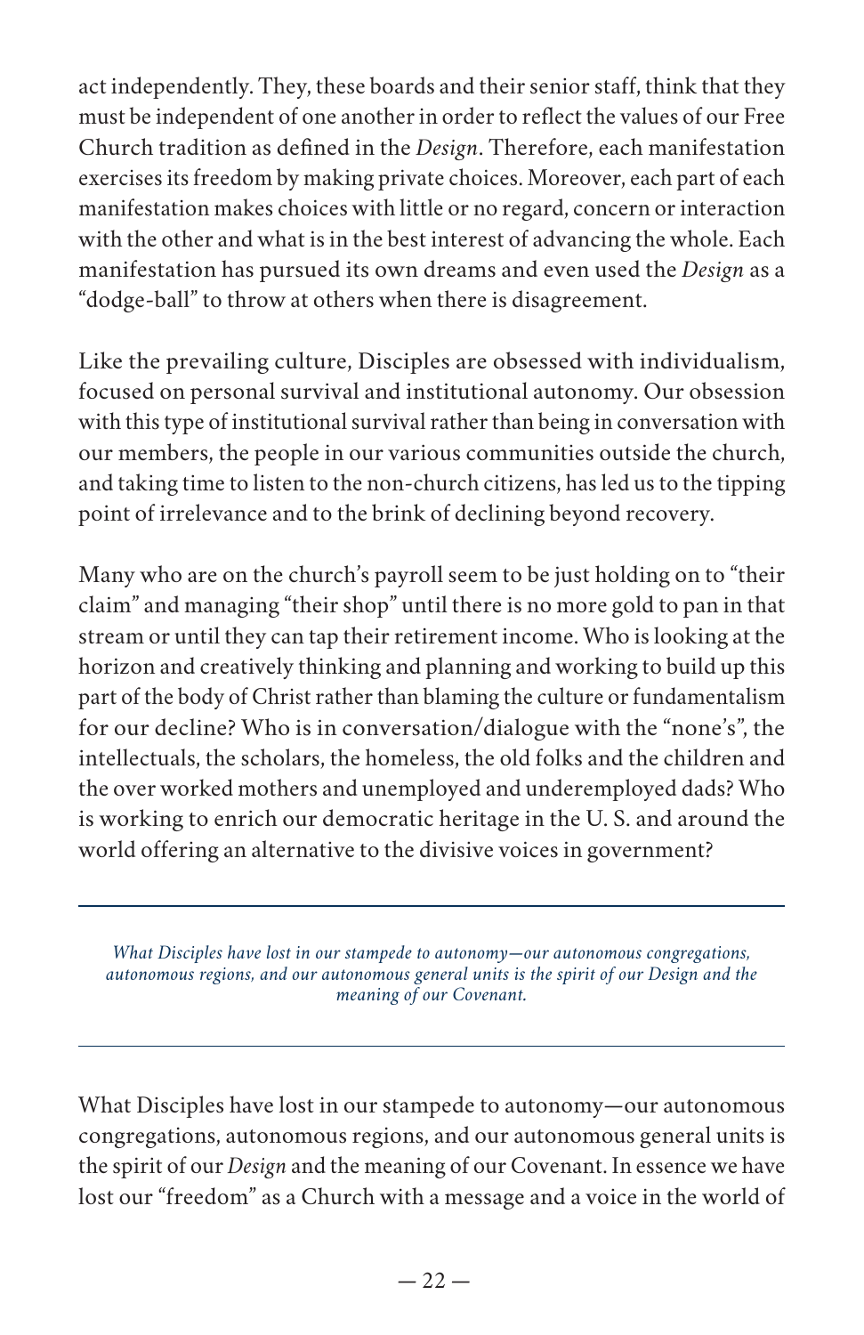act independently. They, these boards and their senior staff, think that they must be independent of one another in order to reflect the values of our Free Church tradition as defined in the *Design*. Therefore, each manifestation exercises its freedom by making private choices. Moreover, each part of each manifestation makes choices with little or no regard, concern or interaction with the other and what is in the best interest of advancing the whole. Each manifestation has pursued its own dreams and even used the *Design* as a "dodge-ball" to throw at others when there is disagreement.

Like the prevailing culture, Disciples are obsessed with individualism, focused on personal survival and institutional autonomy. Our obsession with this type of institutional survival rather than being in conversation with our members, the people in our various communities outside the church, and taking time to listen to the non-church citizens, has led us to the tipping point of irrelevance and to the brink of declining beyond recovery.

Many who are on the church's payroll seem to be just holding on to "their claim" and managing "their shop" until there is no more gold to pan in that stream or until they can tap their retirement income. Who is looking at the horizon and creatively thinking and planning and working to build up this part of the body of Christ rather than blaming the culture or fundamentalism for our decline? Who is in conversation/dialogue with the "none's", the intellectuals, the scholars, the homeless, the old folks and the children and the over worked mothers and unemployed and underemployed dads? Who is working to enrich our democratic heritage in the U. S. and around the world offering an alternative to the divisive voices in government?

---

*What Disciples have lost in our stampede to autonomy—our autonomous congregations, autonomous regions, and our autonomous general units is the spirit of our Design and the meaning of our Covenant.*

---

What Disciples have lost in our stampede to autonomy—our autonomous congregations, autonomous regions, and our autonomous general units is the spirit of our *Design* and the meaning of our Covenant. In essence we have lost our "freedom" as a Church with a message and a voice in the world of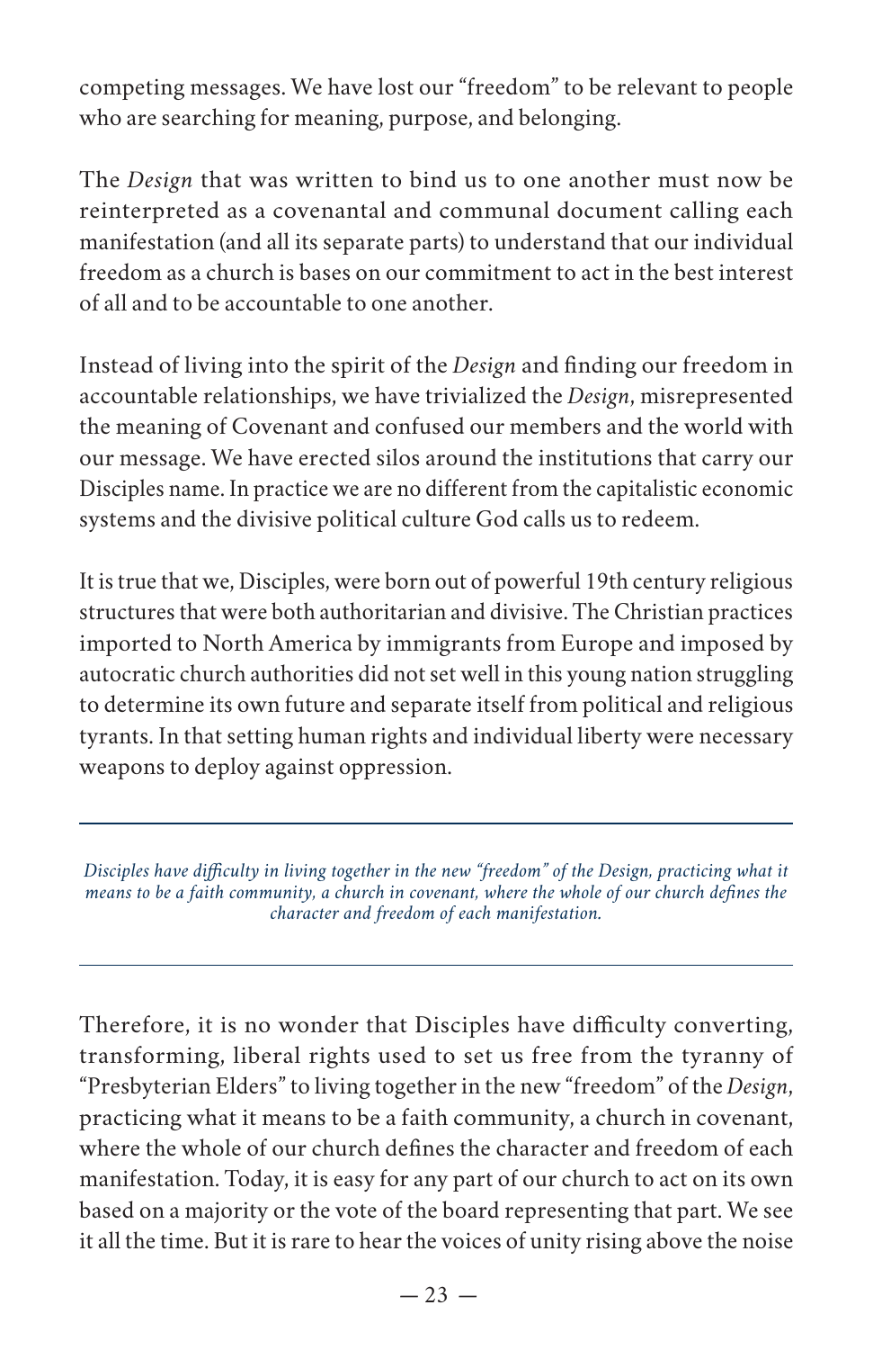competing messages. We have lost our "freedom" to be relevant to people who are searching for meaning, purpose, and belonging.

The *Design* that was written to bind us to one another must now be reinterpreted as a covenantal and communal document calling each manifestation (and all its separate parts) to understand that our individual freedom as a church is bases on our commitment to act in the best interest of all and to be accountable to one another.

Instead of living into the spirit of the *Design* and finding our freedom in accountable relationships, we have trivialized the *Design*, misrepresented the meaning of Covenant and confused our members and the world with our message. We have erected silos around the institutions that carry our Disciples name. In practice we are no different from the capitalistic economic systems and the divisive political culture God calls us to redeem.

It is true that we, Disciples, were born out of powerful 19th century religious structures that were both authoritarian and divisive. The Christian practices imported to North America by immigrants from Europe and imposed by autocratic church authorities did not set well in this young nation struggling to determine its own future and separate itself from political and religious tyrants. In that setting human rights and individual liberty were necessary weapons to deploy against oppression.

---

*Disciples have difficulty in living together in the new "freedom" of the Design, practicing what it means to be a faith community, a church in covenant, where the whole of our church defines the character and freedom of each manifestation.*

---

Therefore, it is no wonder that Disciples have difficulty converting, transforming, liberal rights used to set us free from the tyranny of "Presbyterian Elders" to living together in the new "freedom" of the *Design*, practicing what it means to be a faith community, a church in covenant, where the whole of our church defines the character and freedom of each manifestation. Today, it is easy for any part of our church to act on its own based on a majority or the vote of the board representing that part. We see it all the time. But it is rare to hear the voices of unity rising above the noise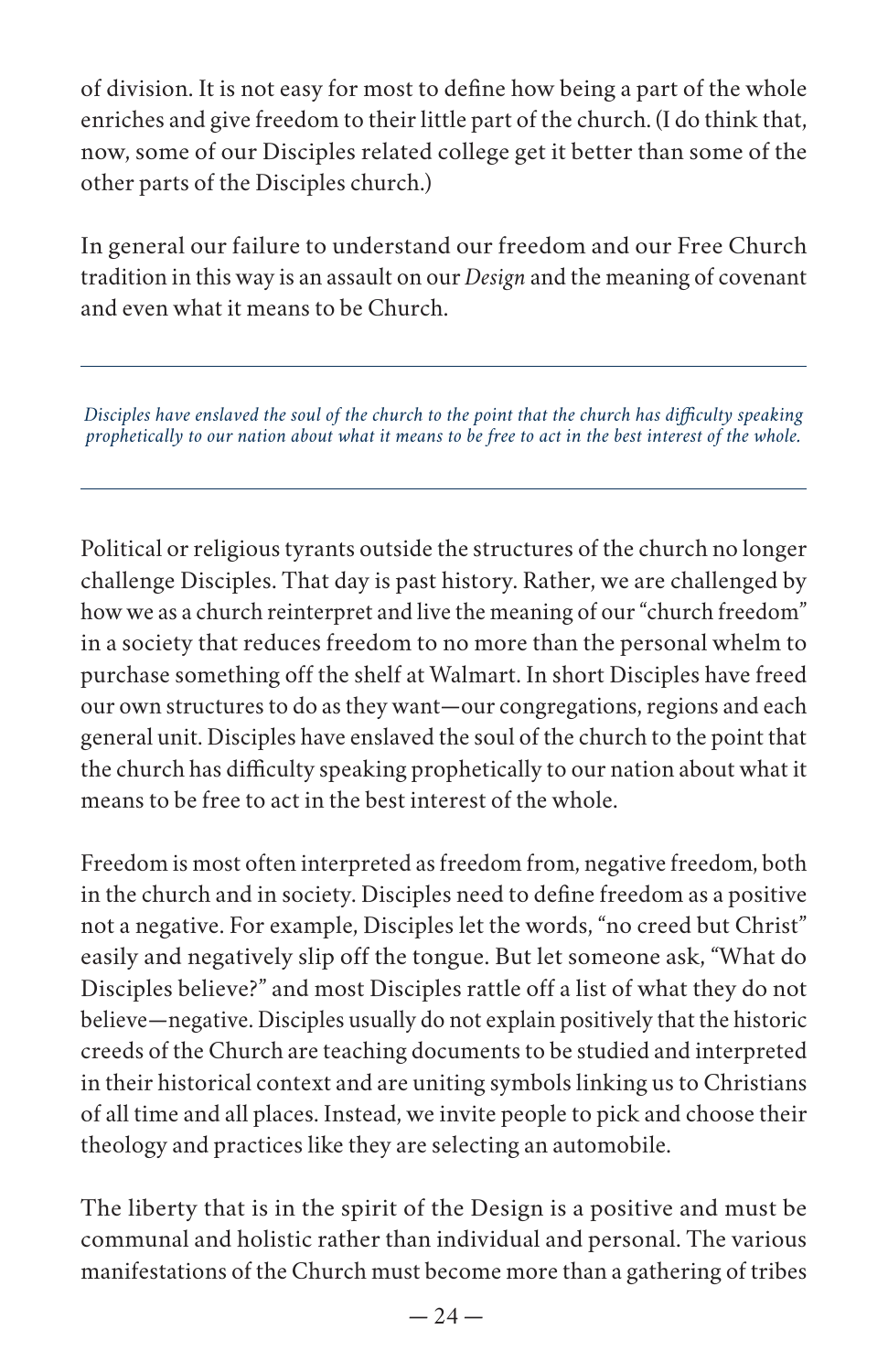of division. It is not easy for most to define how being a part of the whole enriches and give freedom to their little part of the church. (I do think that, now, some of our Disciples related college get it better than some of the other parts of the Disciples church.)

In general our failure to understand our freedom and our Free Church tradition in this way is an assault on our *Design* and the meaning of covenant and even what it means to be Church.

---

*Disciples have enslaved the soul of the church to the point that the church has difficulty speaking prophetically to our nation about what it means to be free to act in the best interest of the whole.*

---

Political or religious tyrants outside the structures of the church no longer challenge Disciples. That day is past history. Rather, we are challenged by how we as a church reinterpret and live the meaning of our "church freedom" in a society that reduces freedom to no more than the personal whelm to purchase something off the shelf at Walmart. In short Disciples have freed our own structures to do as they want—our congregations, regions and each general unit. Disciples have enslaved the soul of the church to the point that the church has difficulty speaking prophetically to our nation about what it means to be free to act in the best interest of the whole.

Freedom is most often interpreted as freedom from, negative freedom, both in the church and in society. Disciples need to define freedom as a positive not a negative. For example, Disciples let the words, "no creed but Christ" easily and negatively slip off the tongue. But let someone ask, "What do Disciples believe?" and most Disciples rattle off a list of what they do not believe—negative. Disciples usually do not explain positively that the historic creeds of the Church are teaching documents to be studied and interpreted in their historical context and are uniting symbols linking us to Christians of all time and all places. Instead, we invite people to pick and choose their theology and practices like they are selecting an automobile.

The liberty that is in the spirit of the Design is a positive and must be communal and holistic rather than individual and personal. The various manifestations of the Church must become more than a gathering of tribes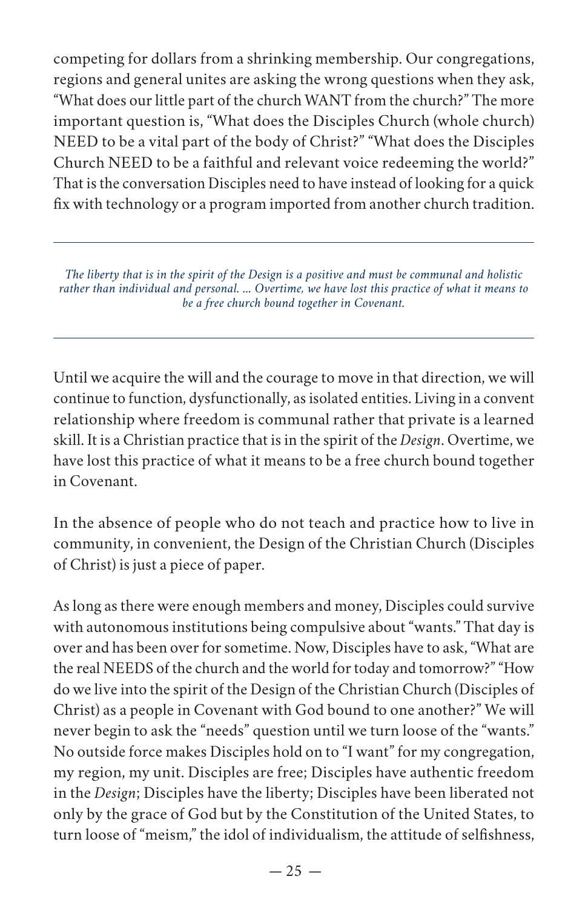competing for dollars from a shrinking membership. Our congregations, regions and general unites are asking the wrong questions when they ask, "What does our little part of the church WANT from the church?" The more important question is, "What does the Disciples Church (whole church) NEED to be a vital part of the body of Christ?" "What does the Disciples Church NEED to be a faithful and relevant voice redeeming the world?" That is the conversation Disciples need to have instead of looking for a quick fix with technology or a program imported from another church tradition.

---

*The liberty that is in the spirit of the Design is a positive and must be communal and holistic rather than individual and personal. ... Overtime, we have lost this practice of what it means to be a free church bound together in Covenant.*

---

Until we acquire the will and the courage to move in that direction, we will continue to function, dysfunctionally, as isolated entities. Living in a convent relationship where freedom is communal rather that private is a learned skill. It is a Christian practice that is in the spirit of the *Design*. Overtime, we have lost this practice of what it means to be a free church bound together in Covenant.

In the absence of people who do not teach and practice how to live in community, in convenient, the Design of the Christian Church (Disciples of Christ) is just a piece of paper.

As long as there were enough members and money, Disciples could survive with autonomous institutions being compulsive about "wants." That day is over and has been over for sometime. Now, Disciples have to ask, "What are the real NEEDS of the church and the world for today and tomorrow?" "How do we live into the spirit of the Design of the Christian Church (Disciples of Christ) as a people in Covenant with God bound to one another?" We will never begin to ask the "needs" question until we turn loose of the "wants." No outside force makes Disciples hold on to "I want" for my congregation, my region, my unit. Disciples are free; Disciples have authentic freedom in the *Design*; Disciples have the liberty; Disciples have been liberated not only by the grace of God but by the Constitution of the United States, to turn loose of "meism," the idol of individualism, the attitude of selfishness,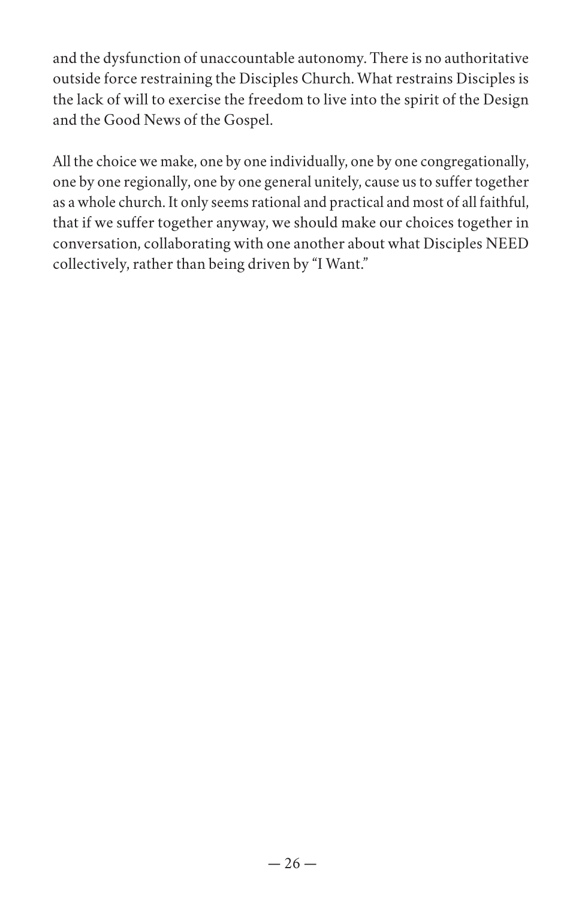and the dysfunction of unaccountable autonomy. There is no authoritative outside force restraining the Disciples Church. What restrains Disciples is the lack of will to exercise the freedom to live into the spirit of the Design and the Good News of the Gospel.

All the choice we make, one by one individually, one by one congregationally, one by one regionally, one by one general unitely, cause us to suffer together as a whole church. It only seems rational and practical and most of all faithful, that if we suffer together anyway, we should make our choices together in conversation, collaborating with one another about what Disciples NEED collectively, rather than being driven by "I Want."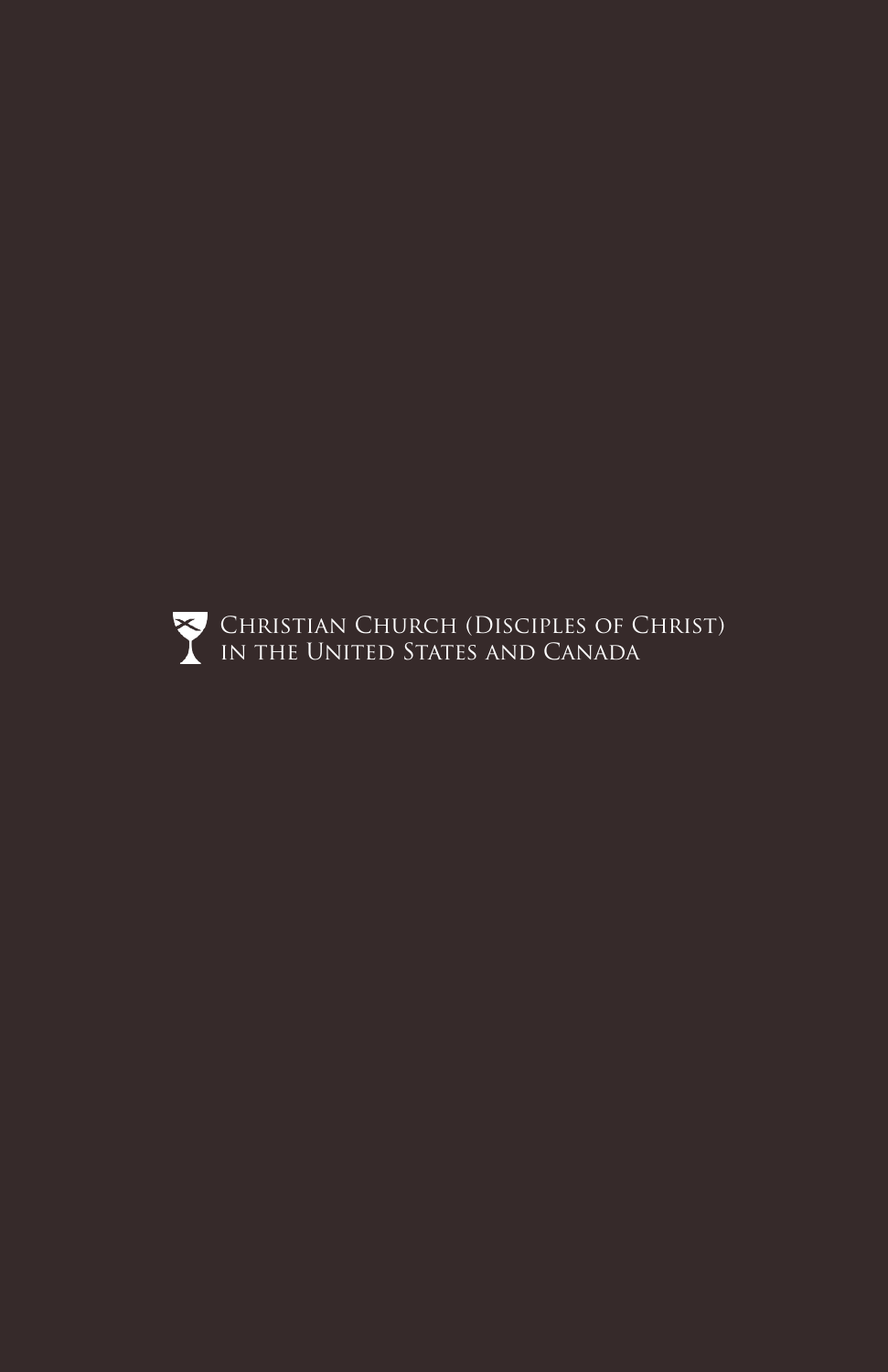Christian Church (Disciples of Christ)
in the United States and Canada